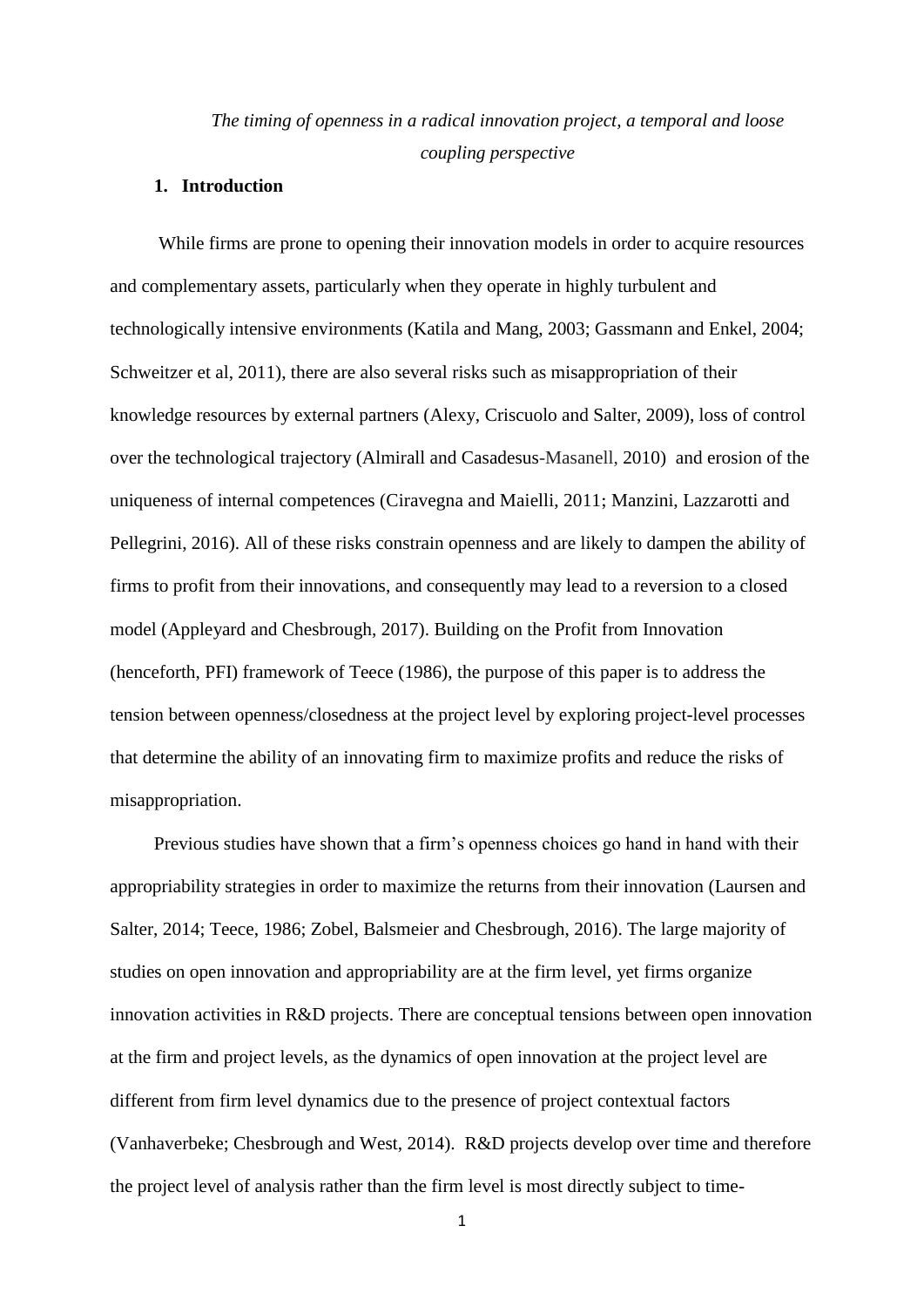*The timing of openness in a radical innovation project, a temporal and loose coupling perspective*

## 1. Introduction

While firms are prone to opening their innovation models in order to acquire resources and complementary assets, particularly when they operate in highly turbulent and technologically intensive environments (Katila and Mang, 2003; Gassmann and Enkel, 2004; Schweitzer et al, 2011), there are also several risks such as misappropriation of their knowledge resources by external partners (Alexy, Criscuolo and Salter, 2009), loss of control over the technological trajectory (Almirall and Casadesus-Masanell, 2010) and erosion of the uniqueness of internal competences (Ciravegna and Maielli, 2011; Manzini, Lazzarotti and Pellegrini, 2016). All of these risks constrain openness and are likely to dampen the ability of firms to profit from their innovations, and consequently may lead to a reversion to a closed model (Appleyard and Chesbrough, 2017). Building on the Profit from Innovation (henceforth, PFI) framework of Teece (1986), the purpose of this paper is to address the tension between openness/closedness at the project level by exploring project-level processes that determine the ability of an innovating firm to maximize profits and reduce the risks of misappropriation.

Previous studies have shown that a firm's openness choices go hand in hand with their appropriability strategies in order to maximize the returns from their innovation (Laursen and Salter, 2014; Teece, 1986; Zobel, Balsmeier and Chesbrough, 2016). The large majority of studies on open innovation and appropriability are at the firm level, yet firms organize innovation activities in R&D projects. There are conceptual tensions between open innovation at the firm and project levels, as the dynamics of open innovation at the project level are different from firm level dynamics due to the presence of project contextual factors (Vanhaverbeke; Chesbrough and West, 2014). R&D projects develop over time and therefore the project level of analysis rather than the firm level is most directly subject to time-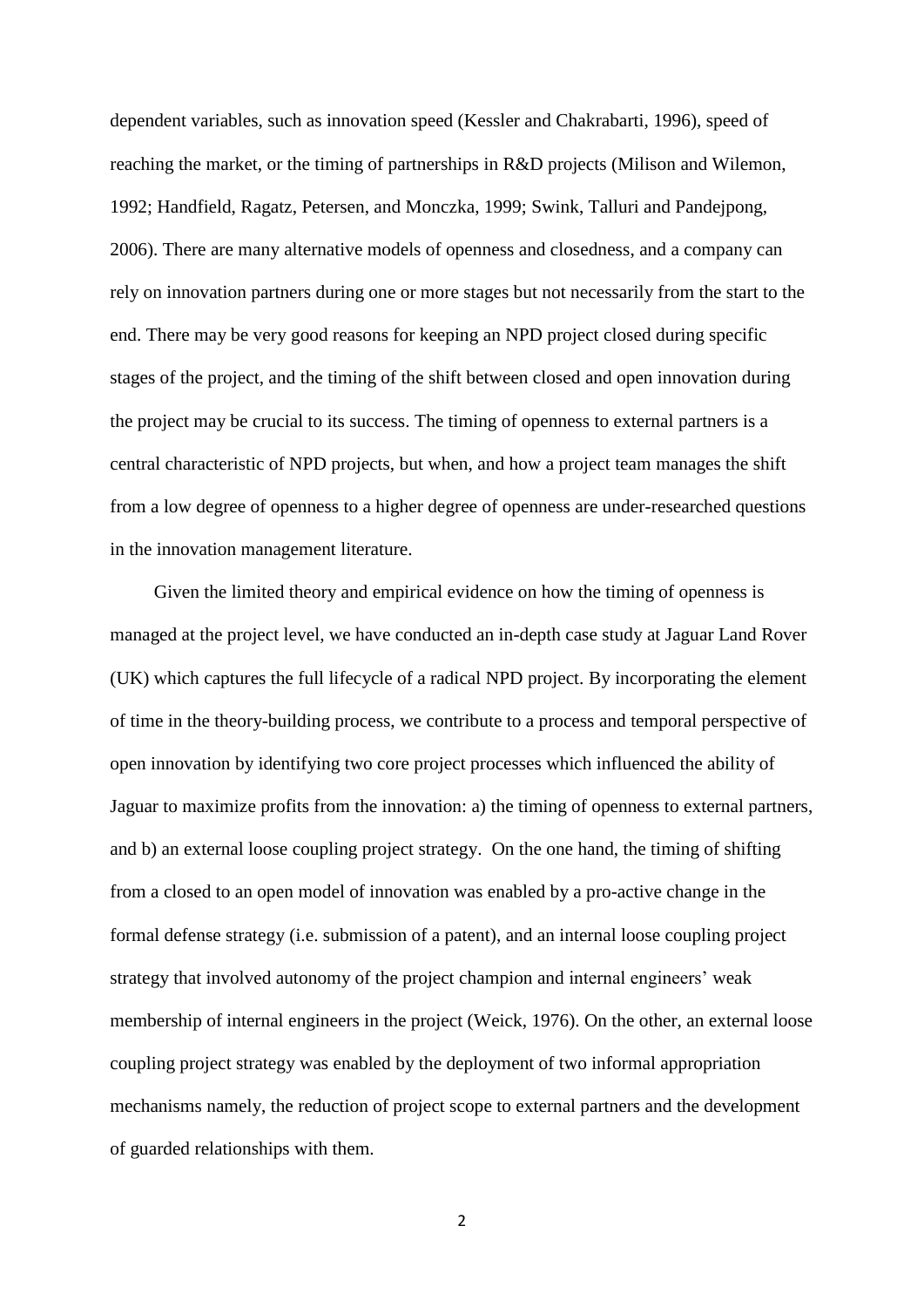dependent variables, such as innovation speed (Kessler and Chakrabarti, 1996), speed of reaching the market, or the timing of partnerships in R&D projects (Milison and Wilemon, 1992; Handfield, Ragatz, Petersen, and Monczka, 1999; Swink, Talluri and Pandejpong, 2006). There are many alternative models of openness and closedness, and a company can rely on innovation partners during one or more stages but not necessarily from the start to the end. There may be very good reasons for keeping an NPD project closed during specific stages of the project, and the timing of the shift between closed and open innovation during the project may be crucial to its success. The timing of openness to external partners is a central characteristic of NPD projects, but when, and how a project team manages the shift from a low degree of openness to a higher degree of openness are under-researched questions in the innovation management literature.

Given the limited theory and empirical evidence on how the timing of openness is managed at the project level, we have conducted an in-depth case study at Jaguar Land Rover (UK) which captures the full lifecycle of a radical NPD project. By incorporating the element of time in the theory-building process, we contribute to a process and temporal perspective of open innovation by identifying two core project processes which influenced the ability of Jaguar to maximize profits from the innovation: a) the timing of openness to external partners, and b) an external loose coupling project strategy. On the one hand, the timing of shifting from a closed to an open model of innovation was enabled by a pro-active change in the formal defense strategy (i.e. submission of a patent), and an internal loose coupling project strategy that involved autonomy of the project champion and internal engineers' weak membership of internal engineers in the project (Weick, 1976). On the other, an external loose coupling project strategy was enabled by the deployment of two informal appropriation mechanisms namely, the reduction of project scope to external partners and the development of guarded relationships with them.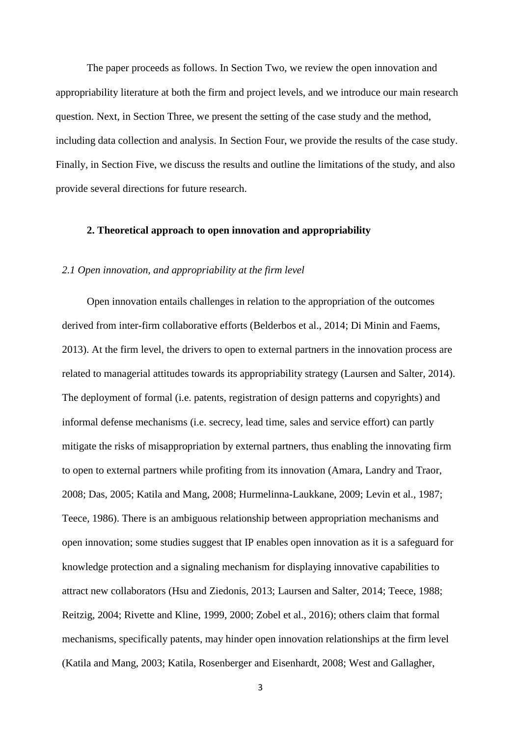The paper proceeds as follows. In Section Two, we review the open innovation and appropriability literature at both the firm and project levels, and we introduce our main research question. Next, in Section Three, we present the setting of the case study and the method, including data collection and analysis. In Section Four, we provide the results of the case study. Finally, in Section Five, we discuss the results and outline the limitations of the study, and also provide several directions for future research.

## 2. Theoretical approach to open innovation and appropriability

### *2.1 Open innovation, and appropriability at the firm level*

Open innovation entails challenges in relation to the appropriation of the outcomes derived from inter-firm collaborative efforts (Belderbos et al., 2014; Di Minin and Faems, 2013). At the firm level, the drivers to open to external partners in the innovation process are related to managerial attitudes towards its appropriability strategy (Laursen and Salter, 2014). The deployment of formal (i.e. patents, registration of design patterns and copyrights) and informal defense mechanisms (i.e. secrecy, lead time, sales and service effort) can partly mitigate the risks of misappropriation by external partners, thus enabling the innovating firm to open to external partners while profiting from its innovation (Amara, Landry and Traor, 2008; Das, 2005; Katila and Mang, 2008; Hurmelinna-Laukkane, 2009; Levin et al., 1987; Teece, 1986). There is an ambiguous relationship between appropriation mechanisms and open innovation; some studies suggest that IP enables open innovation as it is a safeguard for knowledge protection and a signaling mechanism for displaying innovative capabilities to attract new collaborators (Hsu and Ziedonis, 2013; Laursen and Salter, 2014; Teece, 1988; Reitzig, 2004; Rivette and Kline, 1999, 2000; Zobel et al., 2016); others claim that formal mechanisms, specifically patents, may hinder open innovation relationships at the firm level (Katila and Mang, 2003; Katila, Rosenberger and Eisenhardt, 2008; West and Gallagher,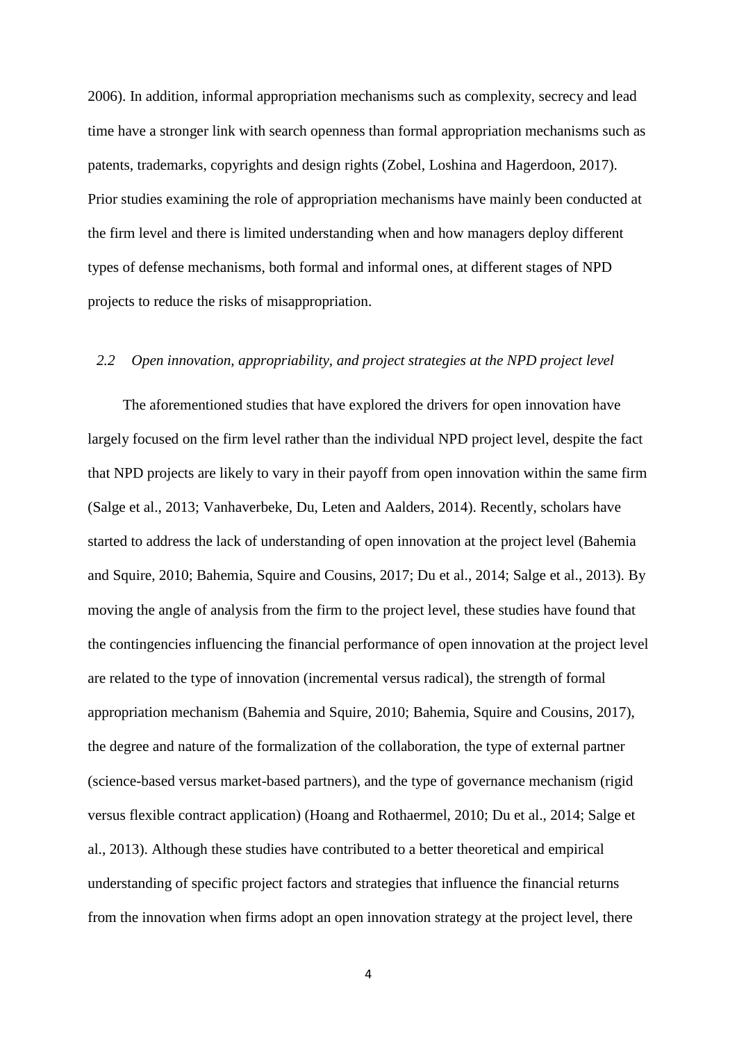2006). In addition, informal appropriation mechanisms such as complexity, secrecy and lead time have a stronger link with search openness than formal appropriation mechanisms such as patents, trademarks, copyrights and design rights (Zobel, Loshina and Hagerdoon, 2017). Prior studies examining the role of appropriation mechanisms have mainly been conducted at the firm level and there is limited understanding when and how managers deploy different types of defense mechanisms, both formal and informal ones, at different stages of NPD projects to reduce the risks of misappropriation.

### *2.2 Open innovation, appropriability, and project strategies at the NPD project level*

The aforementioned studies that have explored the drivers for open innovation have largely focused on the firm level rather than the individual NPD project level, despite the fact that NPD projects are likely to vary in their payoff from open innovation within the same firm (Salge et al., 2013; Vanhaverbeke, Du, Leten and Aalders, 2014). Recently, scholars have started to address the lack of understanding of open innovation at the project level (Bahemia and Squire, 2010; Bahemia, Squire and Cousins, 2017; Du et al., 2014; Salge et al., 2013). By moving the angle of analysis from the firm to the project level, these studies have found that the contingencies influencing the financial performance of open innovation at the project level are related to the type of innovation (incremental versus radical), the strength of formal appropriation mechanism (Bahemia and Squire, 2010; Bahemia, Squire and Cousins, 2017), the degree and nature of the formalization of the collaboration, the type of external partner (science-based versus market-based partners), and the type of governance mechanism (rigid versus flexible contract application) (Hoang and Rothaermel, 2010; Du et al., 2014; Salge et al., 2013). Although these studies have contributed to a better theoretical and empirical understanding of specific project factors and strategies that influence the financial returns from the innovation when firms adopt an open innovation strategy at the project level, there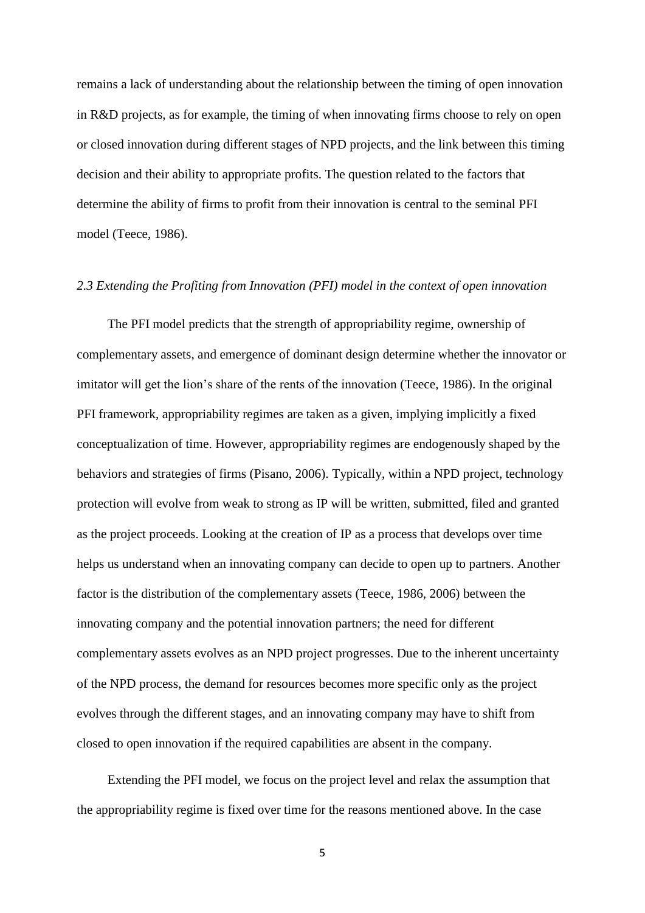remains a lack of understanding about the relationship between the timing of open innovation in R&D projects, as for example, the timing of when innovating firms choose to rely on open or closed innovation during different stages of NPD projects, and the link between this timing decision and their ability to appropriate profits. The question related to the factors that determine the ability of firms to profit from their innovation is central to the seminal PFI model (Teece, 1986).

### *2.3 Extending the Profiting from Innovation (PFI) model in the context of open innovation*

The PFI model predicts that the strength of appropriability regime, ownership of complementary assets, and emergence of dominant design determine whether the innovator or imitator will get the lion's share of the rents of the innovation (Teece, 1986). In the original PFI framework, appropriability regimes are taken as a given, implying implicitly a fixed conceptualization of time. However, appropriability regimes are endogenously shaped by the behaviors and strategies of firms (Pisano, 2006). Typically, within a NPD project, technology protection will evolve from weak to strong as IP will be written, submitted, filed and granted as the project proceeds. Looking at the creation of IP as a process that develops over time helps us understand when an innovating company can decide to open up to partners. Another factor is the distribution of the complementary assets (Teece, 1986, 2006) between the innovating company and the potential innovation partners; the need for different complementary assets evolves as an NPD project progresses. Due to the inherent uncertainty of the NPD process, the demand for resources becomes more specific only as the project evolves through the different stages, and an innovating company may have to shift from closed to open innovation if the required capabilities are absent in the company.

Extending the PFI model, we focus on the project level and relax the assumption that the appropriability regime is fixed over time for the reasons mentioned above. In the case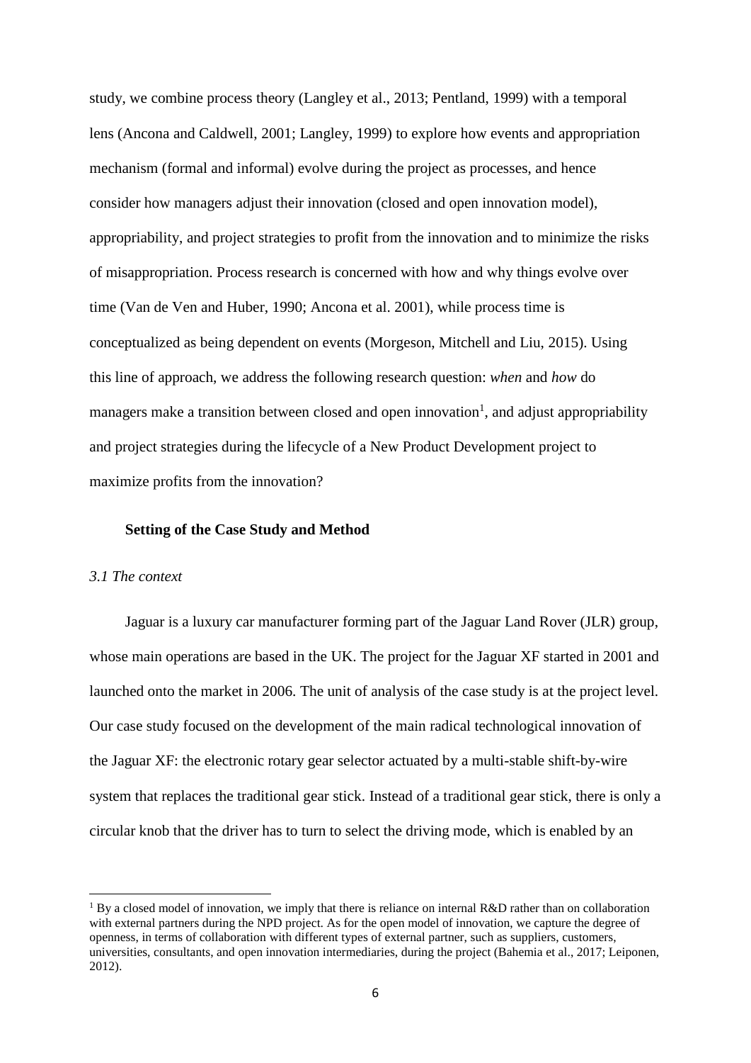study, we combine process theory (Langley et al., 2013; Pentland, 1999) with a temporal lens (Ancona and Caldwell, 2001; Langley, 1999) to explore how events and appropriation mechanism (formal and informal) evolve during the project as processes, and hence consider how managers adjust their innovation (closed and open innovation model), appropriability, and project strategies to profit from the innovation and to minimize the risks of misappropriation. Process research is concerned with how and why things evolve over time (Van de Ven and Huber, 1990; Ancona et al. 2001), while process time is conceptualized as being dependent on events (Morgeson, Mitchell and Liu, 2015). Using this line of approach, we address the following research question: *when* and *how* do managers make a transition between closed and open innovation[1], and adjust appropriability and project strategies during the lifecycle of a New Product Development project to maximize profits from the innovation?

## Setting of the Case Study and Method

### *3.1 The context*

Jaguar is a luxury car manufacturer forming part of the Jaguar Land Rover (JLR) group, whose main operations are based in the UK. The project for the Jaguar XF started in 2001 and launched onto the market in 2006. The unit of analysis of the case study is at the project level. Our case study focused on the development of the main radical technological innovation of the Jaguar XF: the electronic rotary gear selector actuated by a multi-stable shift-by-wire system that replaces the traditional gear stick. Instead of a traditional gear stick, there is only a circular knob that the driver has to turn to select the driving mode, which is enabled by an

[1] By a closed model of innovation, we imply that there is reliance on internal R&D rather than on collaboration with external partners during the NPD project. As for the open model of innovation, we capture the degree of openness, in terms of collaboration with different types of external partner, such as suppliers, customers, universities, consultants, and open innovation intermediaries, during the project (Bahemia et al., 2017; Leiponen, 2012).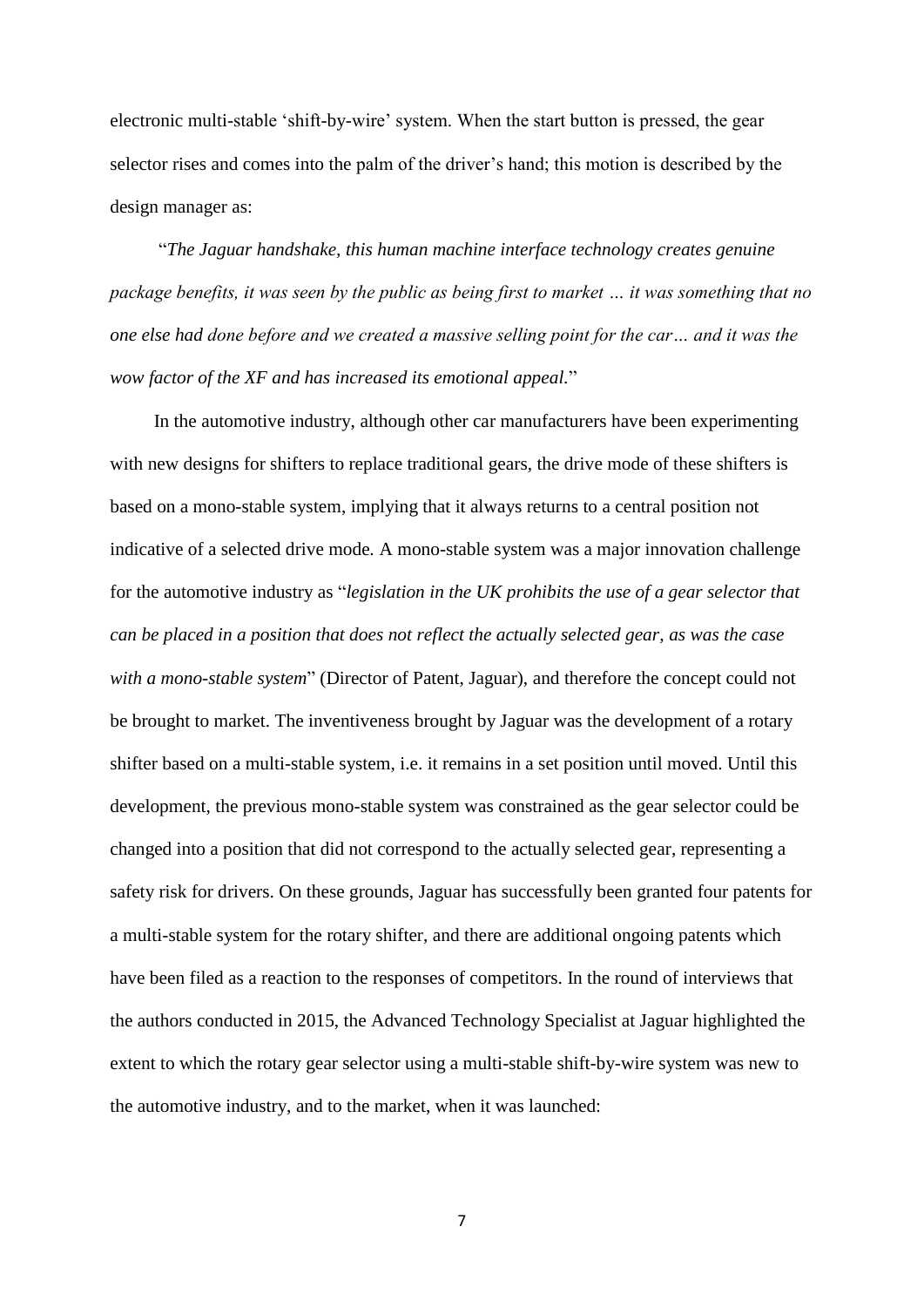electronic multi-stable 'shift-by-wire' system. When the start button is pressed, the gear selector rises and comes into the palm of the driver's hand; this motion is described by the design manager as:

"*The Jaguar handshake, this human machine interface technology creates genuine package benefits, it was seen by the public as being first to market … it was something that no one else had done before and we created a massive selling point for the car… and it was the wow factor of the XF and has increased its emotional appeal.*"

In the automotive industry, although other car manufacturers have been experimenting with new designs for shifters to replace traditional gears, the drive mode of these shifters is based on a mono-stable system, implying that it always returns to a central position not indicative of a selected drive mode. A mono-stable system was a major innovation challenge for the automotive industry as "*legislation in the UK prohibits the use of a gear selector that can be placed in a position that does not reflect the actually selected gear, as was the case with a mono-stable system*" (Director of Patent, Jaguar), and therefore the concept could not be brought to market. The inventiveness brought by Jaguar was the development of a rotary shifter based on a multi-stable system, i.e. it remains in a set position until moved. Until this development, the previous mono-stable system was constrained as the gear selector could be changed into a position that did not correspond to the actually selected gear, representing a safety risk for drivers. On these grounds, Jaguar has successfully been granted four patents for a multi-stable system for the rotary shifter, and there are additional ongoing patents which have been filed as a reaction to the responses of competitors. In the round of interviews that the authors conducted in 2015, the Advanced Technology Specialist at Jaguar highlighted the extent to which the rotary gear selector using a multi-stable shift-by-wire system was new to the automotive industry, and to the market, when it was launched: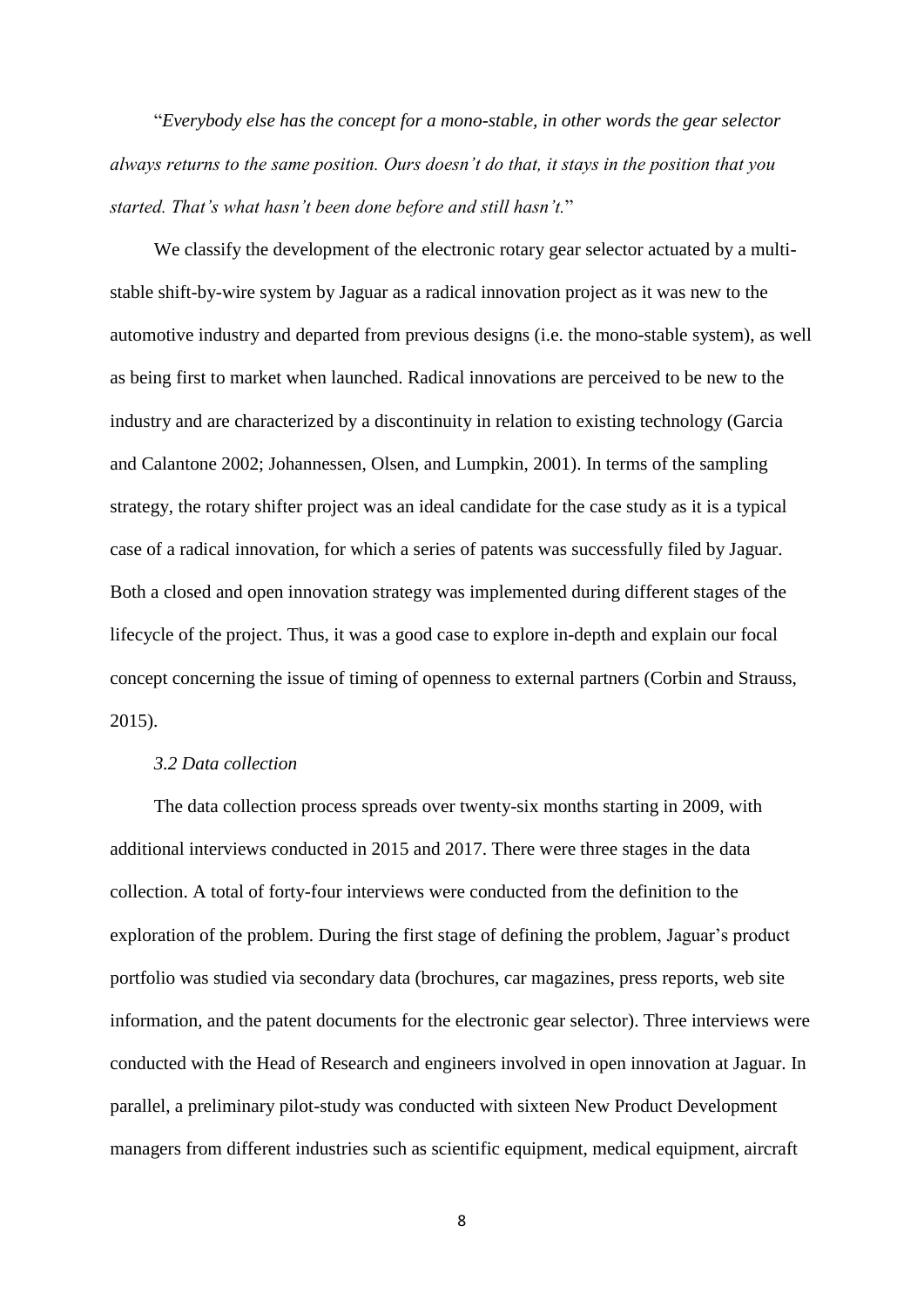"*Everybody else has the concept for a mono-stable, in other words the gear selector always returns to the same position. Ours doesn't do that, it stays in the position that you started. That's what hasn't been done before and still hasn't.*"

We classify the development of the electronic rotary gear selector actuated by a multi-stable shift-by-wire system by Jaguar as a radical innovation project as it was new to the automotive industry and departed from previous designs (i.e. the mono-stable system), as well as being first to market when launched. Radical innovations are perceived to be new to the industry and are characterized by a discontinuity in relation to existing technology (Garcia and Calantone 2002; Johannessen, Olsen, and Lumpkin, 2001). In terms of the sampling strategy, the rotary shifter project was an ideal candidate for the case study as it is a typical case of a radical innovation, for which a series of patents was successfully filed by Jaguar. Both a closed and open innovation strategy was implemented during different stages of the lifecycle of the project. Thus, it was a good case to explore in-depth and explain our focal concept concerning the issue of timing of openness to external partners (Corbin and Strauss, 2015).

### *3.2 Data collection*

The data collection process spreads over twenty-six months starting in 2009, with additional interviews conducted in 2015 and 2017. There were three stages in the data collection. A total of forty-four interviews were conducted from the definition to the exploration of the problem. During the first stage of defining the problem, Jaguar's product portfolio was studied via secondary data (brochures, car magazines, press reports, web site information, and the patent documents for the electronic gear selector). Three interviews were conducted with the Head of Research and engineers involved in open innovation at Jaguar. In parallel, a preliminary pilot-study was conducted with sixteen New Product Development managers from different industries such as scientific equipment, medical equipment, aircraft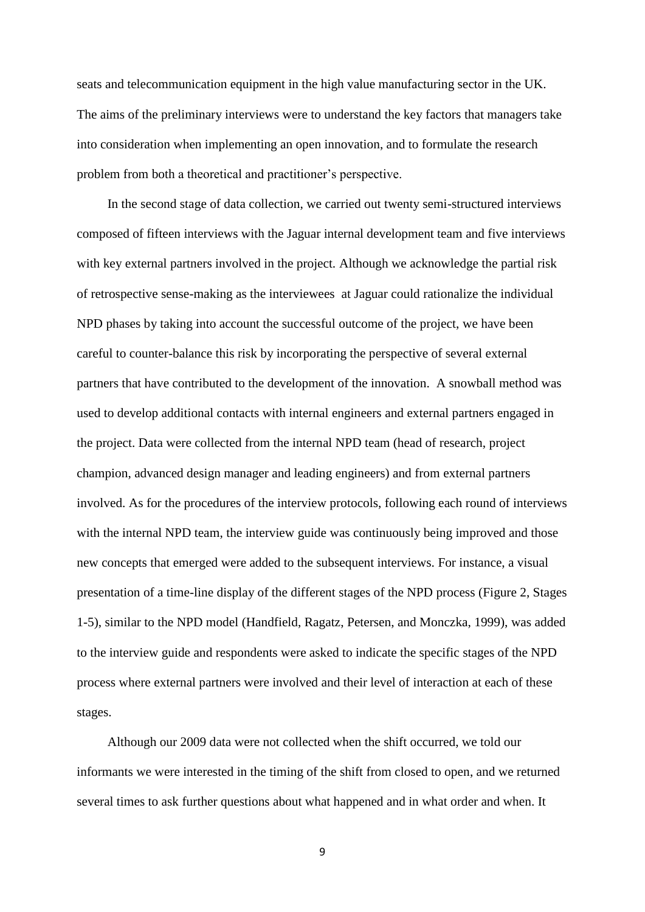seats and telecommunication equipment in the high value manufacturing sector in the UK. The aims of the preliminary interviews were to understand the key factors that managers take into consideration when implementing an open innovation, and to formulate the research problem from both a theoretical and practitioner's perspective.

In the second stage of data collection, we carried out twenty semi-structured interviews composed of fifteen interviews with the Jaguar internal development team and five interviews with key external partners involved in the project. Although we acknowledge the partial risk of retrospective sense-making as the interviewees at Jaguar could rationalize the individual NPD phases by taking into account the successful outcome of the project, we have been careful to counter-balance this risk by incorporating the perspective of several external partners that have contributed to the development of the innovation. A snowball method was used to develop additional contacts with internal engineers and external partners engaged in the project. Data were collected from the internal NPD team (head of research, project champion, advanced design manager and leading engineers) and from external partners involved. As for the procedures of the interview protocols, following each round of interviews with the internal NPD team, the interview guide was continuously being improved and those new concepts that emerged were added to the subsequent interviews. For instance, a visual presentation of a time-line display of the different stages of the NPD process (Figure 2, Stages 1-5), similar to the NPD model (Handfield, Ragatz, Petersen, and Monczka, 1999), was added to the interview guide and respondents were asked to indicate the specific stages of the NPD process where external partners were involved and their level of interaction at each of these stages.

Although our 2009 data were not collected when the shift occurred, we told our informants we were interested in the timing of the shift from closed to open, and we returned several times to ask further questions about what happened and in what order and when. It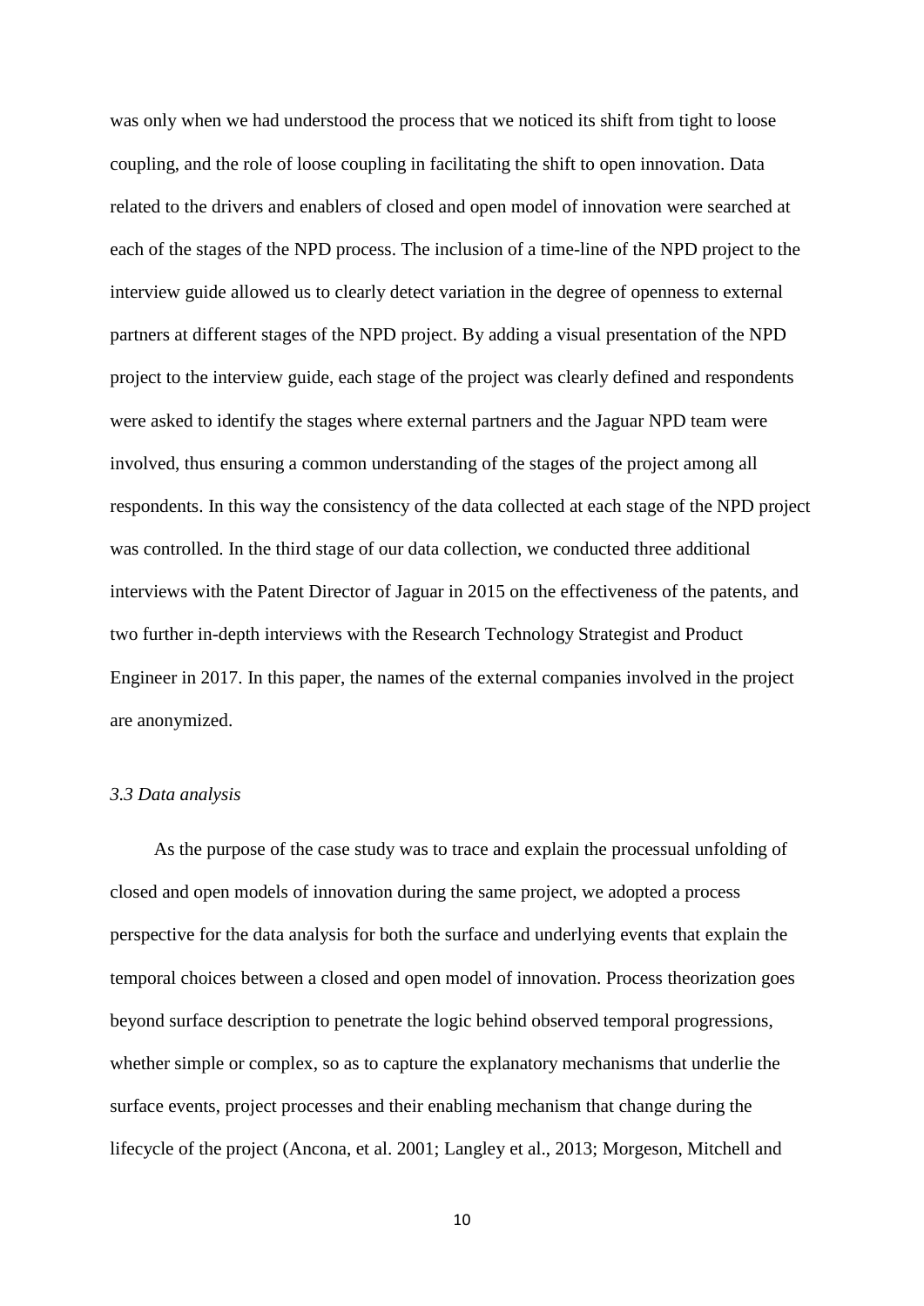was only when we had understood the process that we noticed its shift from tight to loose coupling, and the role of loose coupling in facilitating the shift to open innovation. Data related to the drivers and enablers of closed and open model of innovation were searched at each of the stages of the NPD process. The inclusion of a time-line of the NPD project to the interview guide allowed us to clearly detect variation in the degree of openness to external partners at different stages of the NPD project. By adding a visual presentation of the NPD project to the interview guide, each stage of the project was clearly defined and respondents were asked to identify the stages where external partners and the Jaguar NPD team were involved, thus ensuring a common understanding of the stages of the project among all respondents. In this way the consistency of the data collected at each stage of the NPD project was controlled. In the third stage of our data collection, we conducted three additional interviews with the Patent Director of Jaguar in 2015 on the effectiveness of the patents, and two further in-depth interviews with the Research Technology Strategist and Product Engineer in 2017. In this paper, the names of the external companies involved in the project are anonymized.

### *3.3 Data analysis*

As the purpose of the case study was to trace and explain the processual unfolding of closed and open models of innovation during the same project, we adopted a process perspective for the data analysis for both the surface and underlying events that explain the temporal choices between a closed and open model of innovation. Process theorization goes beyond surface description to penetrate the logic behind observed temporal progressions, whether simple or complex, so as to capture the explanatory mechanisms that underlie the surface events, project processes and their enabling mechanism that change during the lifecycle of the project (Ancona, et al. 2001; Langley et al., 2013; Morgeson, Mitchell and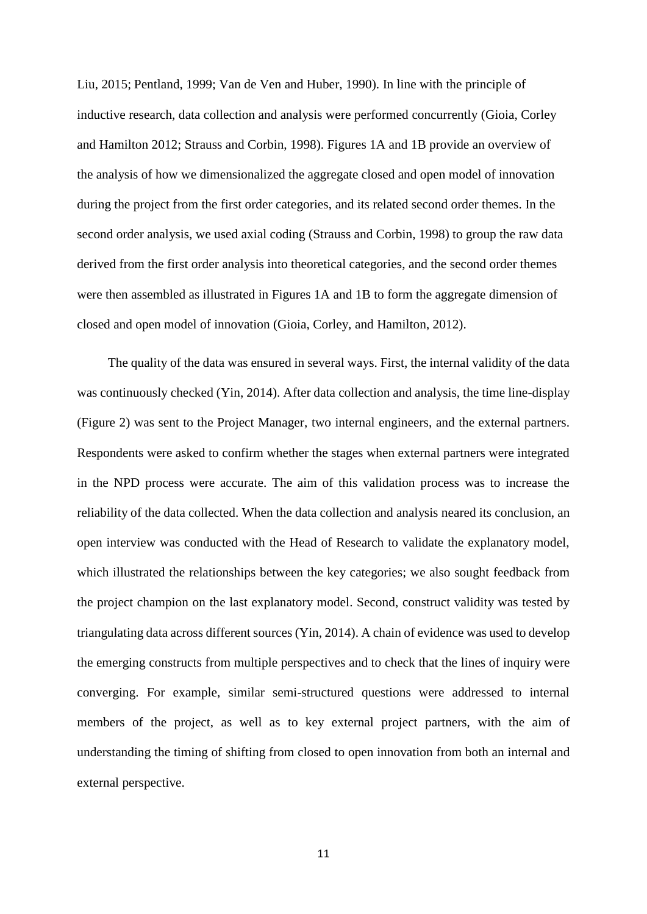Liu, 2015; Pentland, 1999; Van de Ven and Huber, 1990). In line with the principle of inductive research, data collection and analysis were performed concurrently (Gioia, Corley and Hamilton 2012; Strauss and Corbin, 1998). Figures 1A and 1B provide an overview of the analysis of how we dimensionalized the aggregate closed and open model of innovation during the project from the first order categories, and its related second order themes. In the second order analysis, we used axial coding (Strauss and Corbin, 1998) to group the raw data derived from the first order analysis into theoretical categories, and the second order themes were then assembled as illustrated in Figures 1A and 1B to form the aggregate dimension of closed and open model of innovation (Gioia, Corley, and Hamilton, 2012).

The quality of the data was ensured in several ways. First, the internal validity of the data was continuously checked (Yin, 2014). After data collection and analysis, the time line-display (Figure 2) was sent to the Project Manager, two internal engineers, and the external partners. Respondents were asked to confirm whether the stages when external partners were integrated in the NPD process were accurate. The aim of this validation process was to increase the reliability of the data collected. When the data collection and analysis neared its conclusion, an open interview was conducted with the Head of Research to validate the explanatory model, which illustrated the relationships between the key categories; we also sought feedback from the project champion on the last explanatory model. Second, construct validity was tested by triangulating data across different sources (Yin, 2014). A chain of evidence was used to develop the emerging constructs from multiple perspectives and to check that the lines of inquiry were converging. For example, similar semi-structured questions were addressed to internal members of the project, as well as to key external project partners, with the aim of understanding the timing of shifting from closed to open innovation from both an internal and external perspective.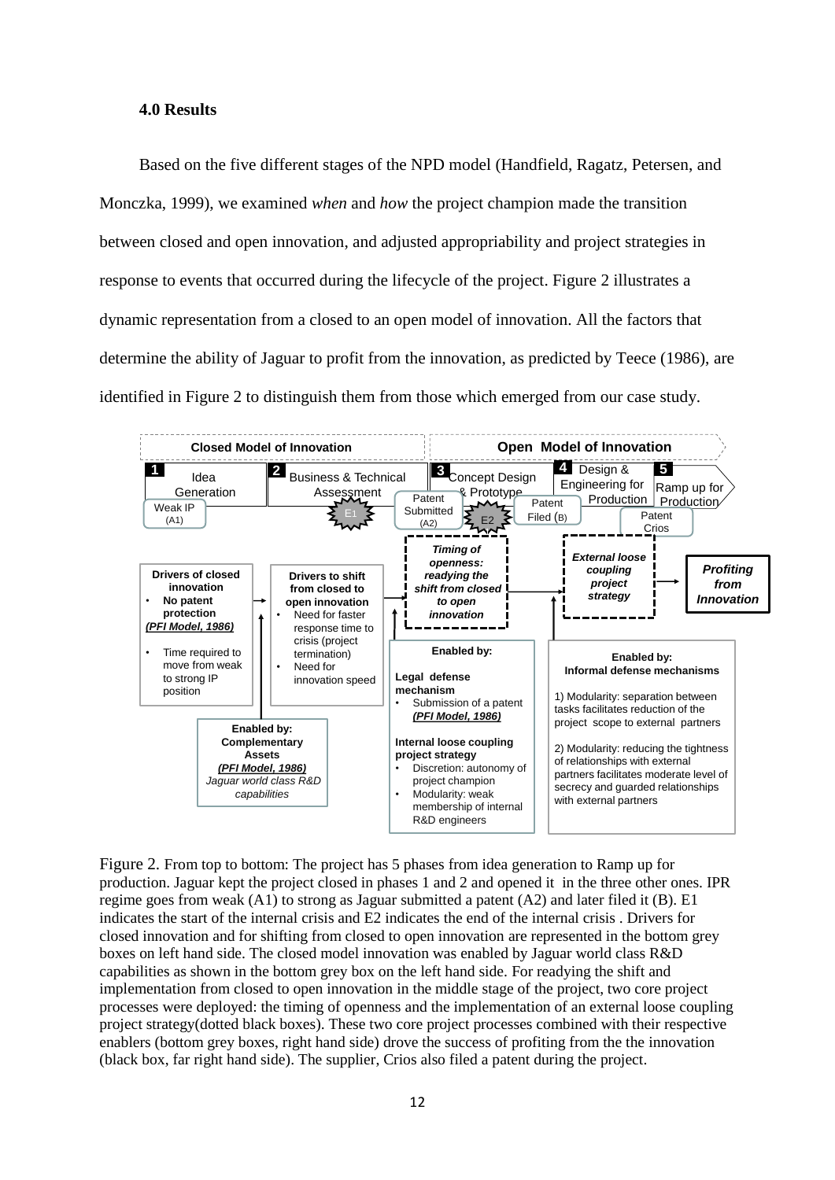## 4.0 Results

Based on the five different stages of the NPD model (Handfield, Ragatz, Petersen, and Monczka, 1999), we examined *when* and *how* the project champion made the transition between closed and open innovation, and adjusted appropriability and project strategies in response to events that occurred during the lifecycle of the project. Figure 2 illustrates a dynamic representation from a closed to an open model of innovation. All the factors that determine the ability of Jaguar to profit from the innovation, as predicted by Teece (1986), are identified in Figure 2 to distinguish them from those which emerged from our case study.

Figure 2. From top to bottom: The project has 5 phases from idea generation to Ramp up for production. Jaguar kept the project closed in phases 1 and 2 and opened it in the three other ones. IPR regime goes from weak (A1) to strong as Jaguar submitted a patent (A2) and later filed it (B). E1 indicates the start of the internal crisis and E2 indicates the end of the internal crisis . Drivers for closed innovation and for shifting from closed to open innovation are represented in the bottom grey boxes on left hand side. The closed model innovation was enabled by Jaguar world class R&D capabilities as shown in the bottom grey box on the left hand side. For readying the shift and implementation from closed to open innovation in the middle stage of the project, two core project processes were deployed: the timing of openness and the implementation of an external loose coupling project strategy(dotted black boxes). These two core project processes combined with their respective enablers (bottom grey boxes, right hand side) drove the success of profiting from the the innovation (black box, far right hand side). The supplier, Crios also filed a patent during the project.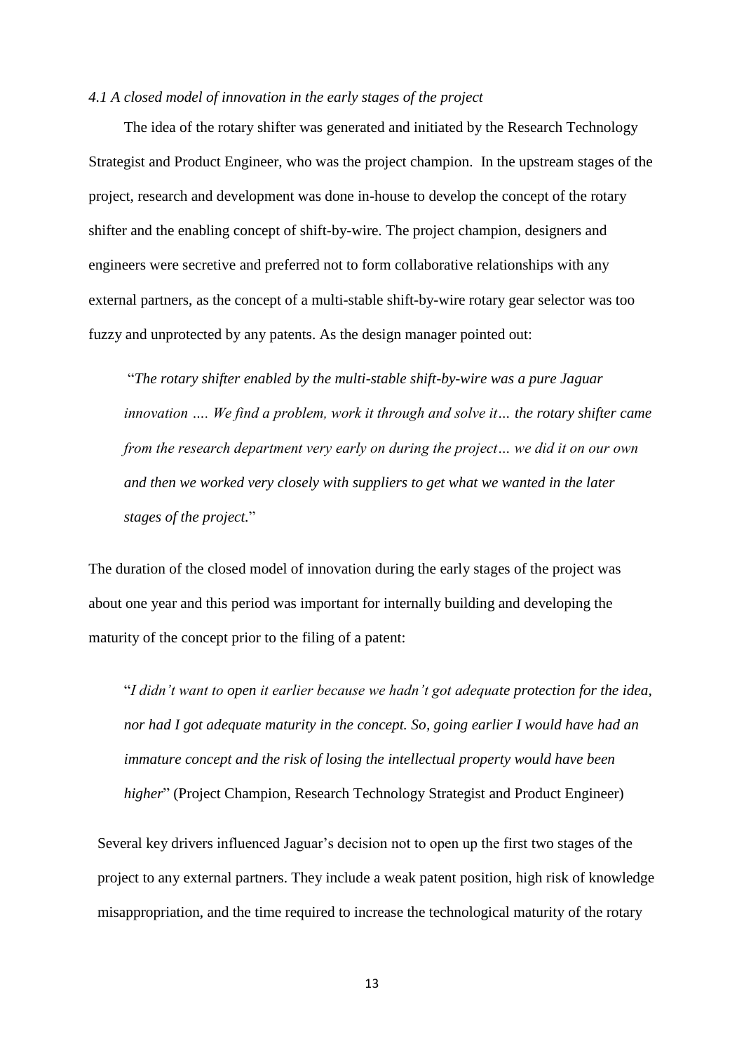*4.1 A closed model of innovation in the early stages of the project*

The idea of the rotary shifter was generated and initiated by the Research Technology Strategist and Product Engineer, who was the project champion. In the upstream stages of the project, research and development was done in-house to develop the concept of the rotary shifter and the enabling concept of shift-by-wire. The project champion, designers and engineers were secretive and preferred not to form collaborative relationships with any external partners, as the concept of a multi-stable shift-by-wire rotary gear selector was too fuzzy and unprotected by any patents. As the design manager pointed out:

> "*The rotary shifter enabled by the multi-stable shift-by-wire was a pure Jaguar innovation …. We find a problem, work it through and solve it… the rotary shifter came from the research department very early on during the project… we did it on our own and then we worked very closely with suppliers to get what we wanted in the later stages of the project.*"

The duration of the closed model of innovation during the early stages of the project was about one year and this period was important for internally building and developing the maturity of the concept prior to the filing of a patent:

> "*I didn't want to open it earlier because we hadn't got adequate protection for the idea, nor had I got adequate maturity in the concept. So, going earlier I would have had an immature concept and the risk of losing the intellectual property would have been higher*" (Project Champion, Research Technology Strategist and Product Engineer)

Several key drivers influenced Jaguar's decision not to open up the first two stages of the project to any external partners. They include a weak patent position, high risk of knowledge misappropriation, and the time required to increase the technological maturity of the rotary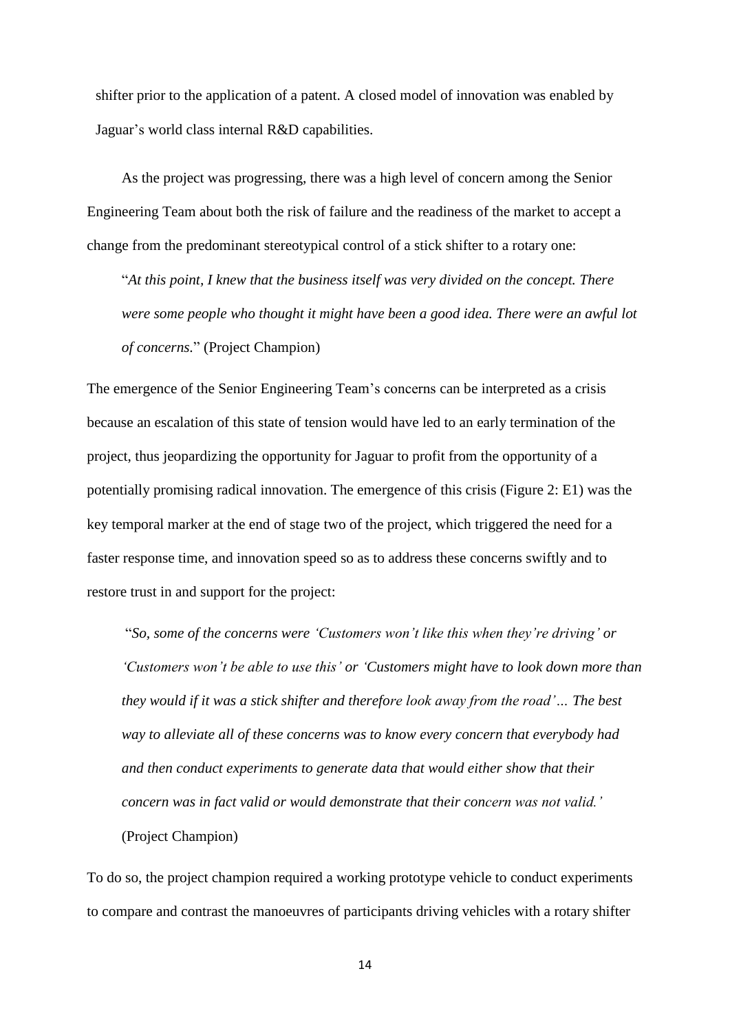shifter prior to the application of a patent. A closed model of innovation was enabled by Jaguar's world class internal R&D capabilities.

As the project was progressing, there was a high level of concern among the Senior Engineering Team about both the risk of failure and the readiness of the market to accept a change from the predominant stereotypical control of a stick shifter to a rotary one:

> "*At this point, I knew that the business itself was very divided on the concept. There were some people who thought it might have been a good idea. There were an awful lot of concerns.*" (Project Champion)

The emergence of the Senior Engineering Team's concerns can be interpreted as a crisis because an escalation of this state of tension would have led to an early termination of the project, thus jeopardizing the opportunity for Jaguar to profit from the opportunity of a potentially promising radical innovation. The emergence of this crisis (Figure 2: E1) was the key temporal marker at the end of stage two of the project, which triggered the need for a faster response time, and innovation speed so as to address these concerns swiftly and to restore trust in and support for the project:

> "*So, some of the concerns were 'Customers won't like this when they're driving' or 'Customers won't be able to use this' or 'Customers might have to look down more than they would if it was a stick shifter and therefore look away from the road'… The best way to alleviate all of these concerns was to know every concern that everybody had and then conduct experiments to generate data that would either show that their concern was in fact valid or would demonstrate that their concern was not valid.'* (Project Champion)

To do so, the project champion required a working prototype vehicle to conduct experiments to compare and contrast the manoeuvres of participants driving vehicles with a rotary shifter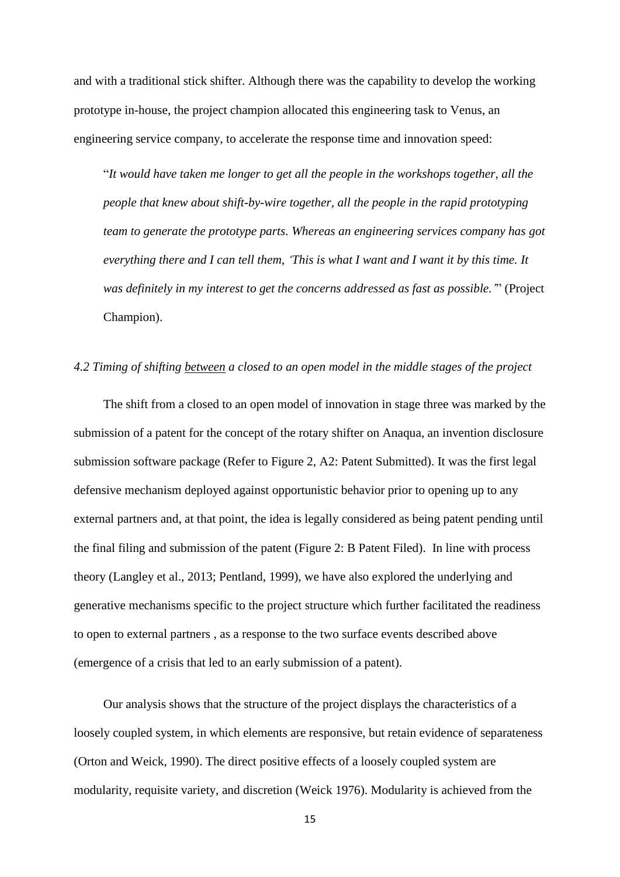and with a traditional stick shifter. Although there was the capability to develop the working prototype in-house, the project champion allocated this engineering task to Venus, an engineering service company, to accelerate the response time and innovation speed:

> "*It would have taken me longer to get all the people in the workshops together, all the people that knew about shift-by-wire together, all the people in the rapid prototyping team to generate the prototype parts. Whereas an engineering services company has got everything there and I can tell them, 'This is what I want and I want it by this time. It was definitely in my interest to get the concerns addressed as fast as possible.'*" (Project Champion).

### *4.2 Timing of shifting <u>between</u> a closed to an open model in the middle stages of the project*

The shift from a closed to an open model of innovation in stage three was marked by the submission of a patent for the concept of the rotary shifter on Anaqua, an invention disclosure submission software package (Refer to Figure 2, A2: Patent Submitted). It was the first legal defensive mechanism deployed against opportunistic behavior prior to opening up to any external partners and, at that point, the idea is legally considered as being patent pending until the final filing and submission of the patent (Figure 2: B Patent Filed). In line with process theory (Langley et al., 2013; Pentland, 1999), we have also explored the underlying and generative mechanisms specific to the project structure which further facilitated the readiness to open to external partners , as a response to the two surface events described above (emergence of a crisis that led to an early submission of a patent).

Our analysis shows that the structure of the project displays the characteristics of a loosely coupled system, in which elements are responsive, but retain evidence of separateness (Orton and Weick, 1990). The direct positive effects of a loosely coupled system are modularity, requisite variety, and discretion (Weick 1976). Modularity is achieved from the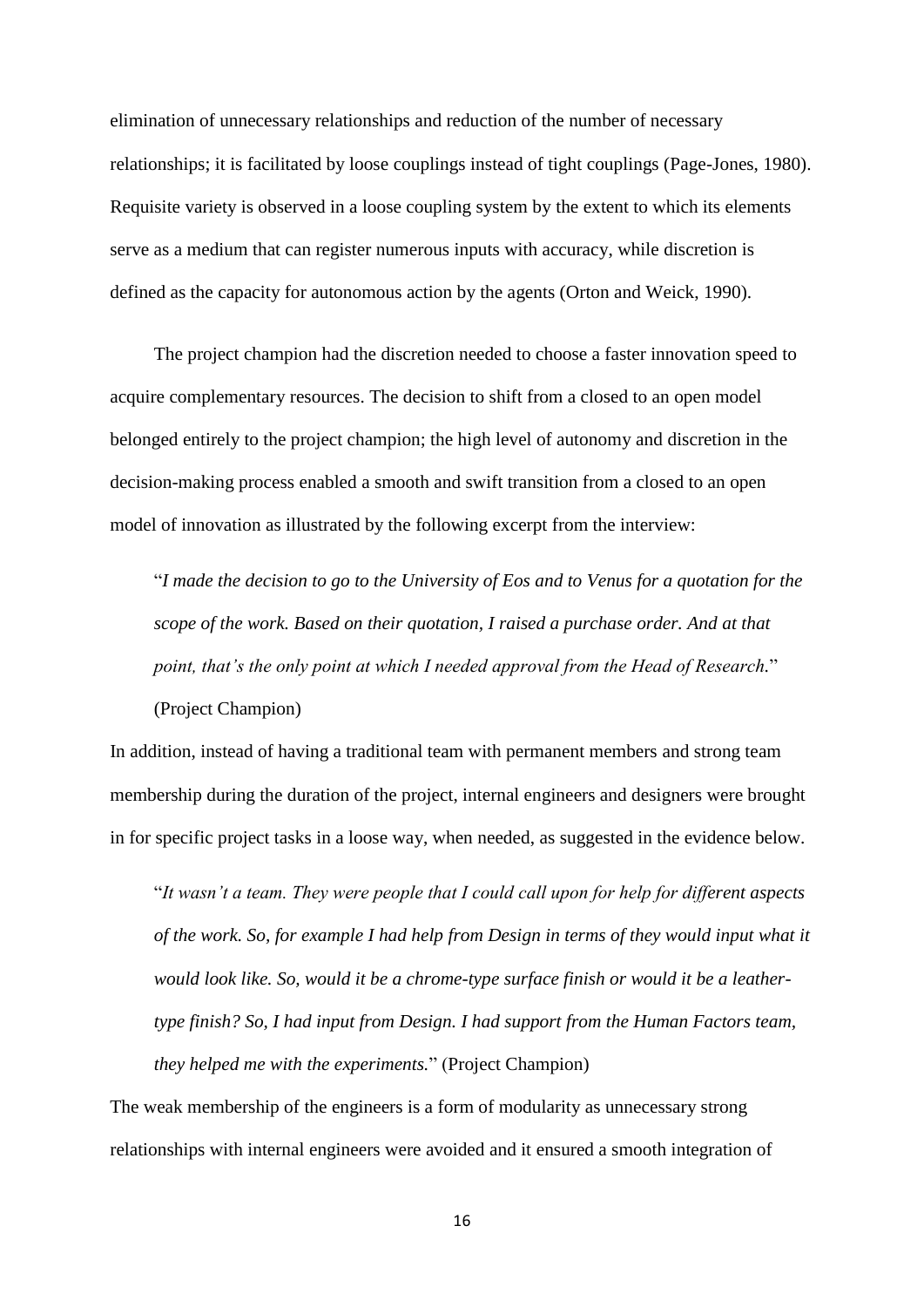elimination of unnecessary relationships and reduction of the number of necessary relationships; it is facilitated by loose couplings instead of tight couplings (Page-Jones, 1980). Requisite variety is observed in a loose coupling system by the extent to which its elements serve as a medium that can register numerous inputs with accuracy, while discretion is defined as the capacity for autonomous action by the agents (Orton and Weick, 1990).

The project champion had the discretion needed to choose a faster innovation speed to acquire complementary resources. The decision to shift from a closed to an open model belonged entirely to the project champion; the high level of autonomy and discretion in the decision-making process enabled a smooth and swift transition from a closed to an open model of innovation as illustrated by the following excerpt from the interview:

> "*I made the decision to go to the University of Eos and to Venus for a quotation for the scope of the work. Based on their quotation, I raised a purchase order. And at that point, that's the only point at which I needed approval from the Head of Research.*" (Project Champion)

In addition, instead of having a traditional team with permanent members and strong team membership during the duration of the project, internal engineers and designers were brought in for specific project tasks in a loose way, when needed, as suggested in the evidence below.

> "*It wasn't a team. They were people that I could call upon for help for different aspects of the work. So, for example I had help from Design in terms of they would input what it would look like. So, would it be a chrome-type surface finish or would it be a leather-type finish? So, I had input from Design. I had support from the Human Factors team, they helped me with the experiments.*" (Project Champion)

The weak membership of the engineers is a form of modularity as unnecessary strong relationships with internal engineers were avoided and it ensured a smooth integration of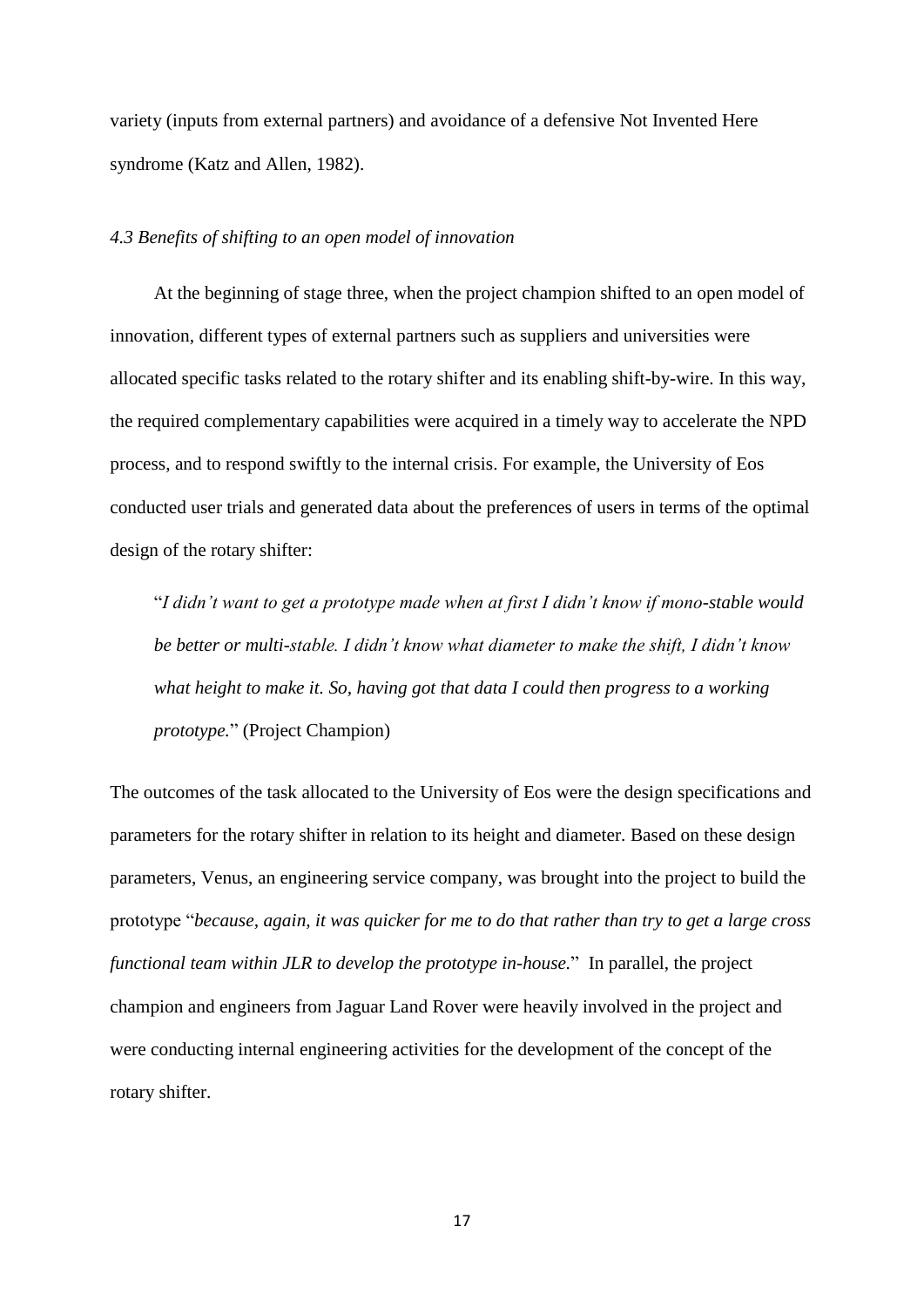variety (inputs from external partners) and avoidance of a defensive Not Invented Here syndrome (Katz and Allen, 1982).

### *4.3 Benefits of shifting to an open model of innovation*

At the beginning of stage three, when the project champion shifted to an open model of innovation, different types of external partners such as suppliers and universities were allocated specific tasks related to the rotary shifter and its enabling shift-by-wire. In this way, the required complementary capabilities were acquired in a timely way to accelerate the NPD process, and to respond swiftly to the internal crisis. For example, the University of Eos conducted user trials and generated data about the preferences of users in terms of the optimal design of the rotary shifter:

> "*I didn't want to get a prototype made when at first I didn't know if mono-stable would be better or multi-stable. I didn't know what diameter to make the shift, I didn't know what height to make it. So, having got that data I could then progress to a working prototype.*" (Project Champion)

The outcomes of the task allocated to the University of Eos were the design specifications and parameters for the rotary shifter in relation to its height and diameter. Based on these design parameters, Venus, an engineering service company, was brought into the project to build the prototype "*because, again, it was quicker for me to do that rather than try to get a large cross functional team within JLR to develop the prototype in-house.*" In parallel, the project champion and engineers from Jaguar Land Rover were heavily involved in the project and were conducting internal engineering activities for the development of the concept of the rotary shifter.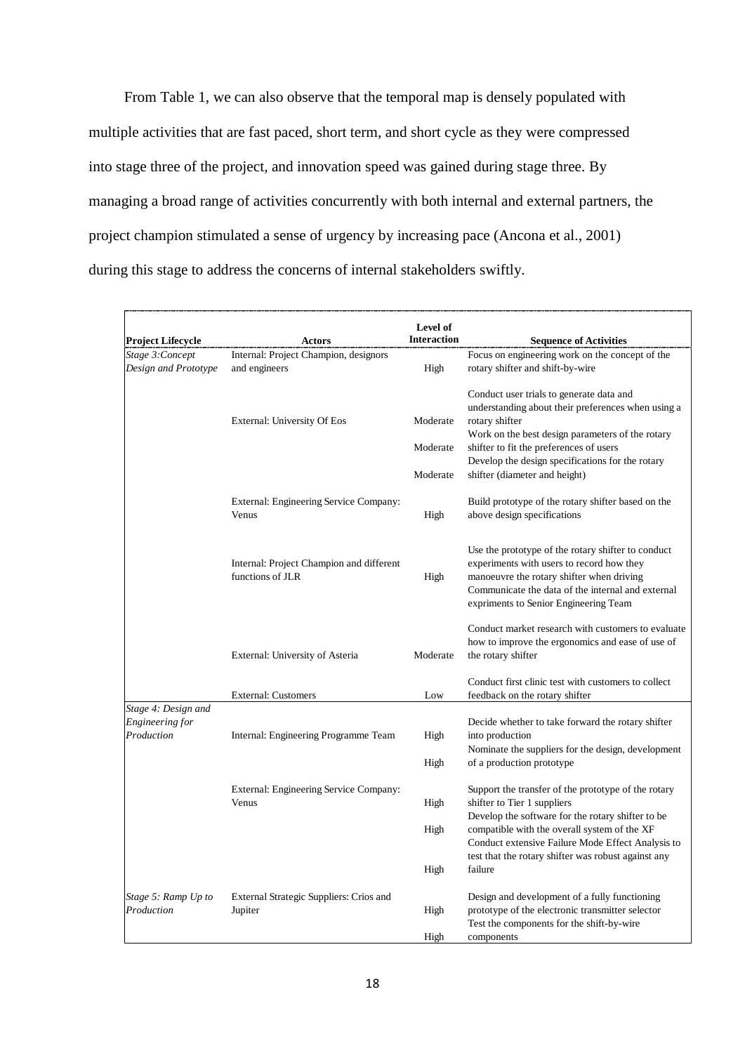From Table 1, we can also observe that the temporal map is densely populated with multiple activities that are fast paced, short term, and short cycle as they were compressed into stage three of the project, and innovation speed was gained during stage three. By managing a broad range of activities concurrently with both internal and external partners, the project champion stimulated a sense of urgency by increasing pace (Ancona et al., 2001) during this stage to address the concerns of internal stakeholders swiftly.

| Project Lifecycle | Actors | Level of Interaction | Sequence of Activities |
|---|---|---|---|
| *Stage 3:Concept Design and Prototype* | Internal: Project Champion, designors and engineers | High | Focus on engineering work on the concept of the rotary shifter and shift-by-wire |
| | External: University Of Eos | Moderate | Conduct user trials to generate data and understanding about their preferences when using a rotary shifter |
| | | Moderate | Work on the best design parameters of the rotary shifter to fit the preferences of users |
| | | Moderate | Develop the design specifications for the rotary shifter (diameter and height) |
| | External: Engineering Service Company: Venus | High | Build prototype of the rotary shifter based on the above design specifications |
| | Internal: Project Champion and different functions of JLR | High | Use the prototype of the rotary shifter to conduct experiments with users to record how they manoeuvre the rotary shifter when driving |
| | | | Communicate the data of the internal and external expriments to Senior Engineering Team |
| | External: University of Asteria | Moderate | Conduct market research with customers to evaluate how to improve the ergonomics and ease of use of the rotary shifter |
| | External: Customers | Low | Conduct first clinic test with customers to collect feedback on the rotary shifter |
| *Stage 4: Design and Engineering for Production* | Internal: Engineering Programme Team | High | Decide whether to take forward the rotary shifter into production |
| | | High | Nominate the suppliers for the design, development of a production prototype |
| | External: Engineering Service Company: Venus | High | Support the transfer of the prototype of the rotary shifter to Tier 1 suppliers |
| | | High | Develop the software for the rotary shifter to be compatible with the overall system of the XF |
| | | High | Conduct extensive Failure Mode Effect Analysis to test that the rotary shifter was robust against any failure |
| *Stage 5: Ramp Up to Production* | External Strategic Suppliers: Crios and Jupiter | High | Design and development of a fully functioning prototype of the electronic transmitter selector |
| | | High | Test the components for the shift-by-wire components |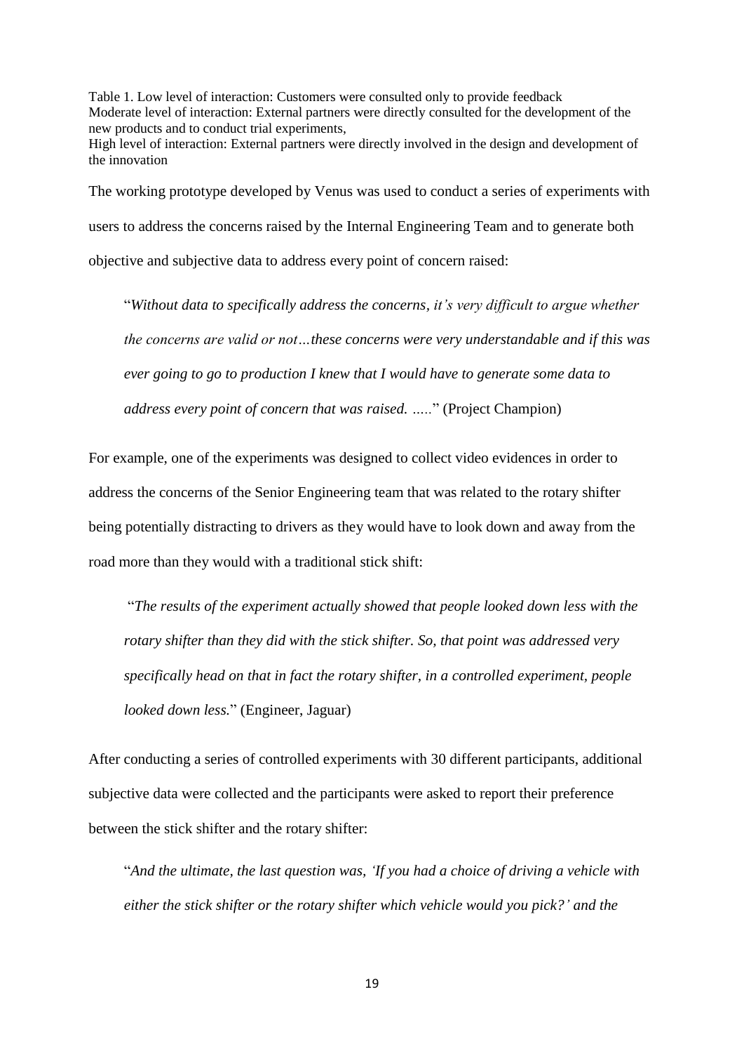Table 1. Low level of interaction: Customers were consulted only to provide feedback
Moderate level of interaction: External partners were directly consulted for the development of the new products and to conduct trial experiments,
High level of interaction: External partners were directly involved in the design and development of the innovation

The working prototype developed by Venus was used to conduct a series of experiments with users to address the concerns raised by the Internal Engineering Team and to generate both objective and subjective data to address every point of concern raised:

> "*Without data to specifically address the concerns, it's very difficult to argue whether the concerns are valid or not…these concerns were very understandable and if this was ever going to go to production I knew that I would have to generate some data to address every point of concern that was raised. …..*" (Project Champion)

For example, one of the experiments was designed to collect video evidences in order to address the concerns of the Senior Engineering team that was related to the rotary shifter being potentially distracting to drivers as they would have to look down and away from the road more than they would with a traditional stick shift:

> "*The results of the experiment actually showed that people looked down less with the rotary shifter than they did with the stick shifter. So, that point was addressed very specifically head on that in fact the rotary shifter, in a controlled experiment, people looked down less.*" (Engineer, Jaguar)

After conducting a series of controlled experiments with 30 different participants, additional subjective data were collected and the participants were asked to report their preference between the stick shifter and the rotary shifter:

> "*And the ultimate, the last question was, 'If you had a choice of driving a vehicle with either the stick shifter or the rotary shifter which vehicle would you pick?' and the*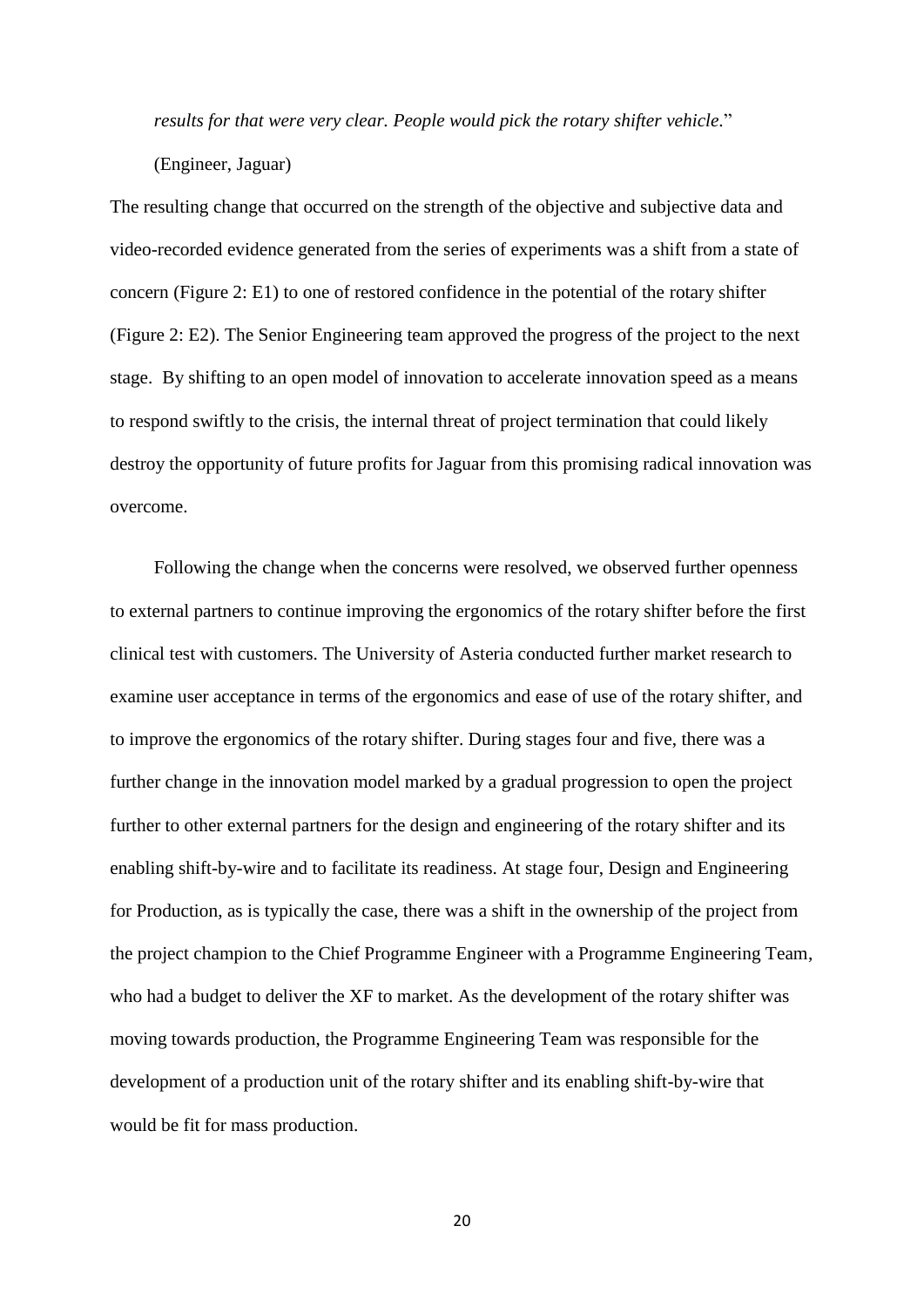*results for that were very clear. People would pick the rotary shifter vehicle*."

(Engineer, Jaguar)

The resulting change that occurred on the strength of the objective and subjective data and video-recorded evidence generated from the series of experiments was a shift from a state of concern (Figure 2: E1) to one of restored confidence in the potential of the rotary shifter (Figure 2: E2). The Senior Engineering team approved the progress of the project to the next stage. By shifting to an open model of innovation to accelerate innovation speed as a means to respond swiftly to the crisis, the internal threat of project termination that could likely destroy the opportunity of future profits for Jaguar from this promising radical innovation was overcome.

Following the change when the concerns were resolved, we observed further openness to external partners to continue improving the ergonomics of the rotary shifter before the first clinical test with customers. The University of Asteria conducted further market research to examine user acceptance in terms of the ergonomics and ease of use of the rotary shifter, and to improve the ergonomics of the rotary shifter. During stages four and five, there was a further change in the innovation model marked by a gradual progression to open the project further to other external partners for the design and engineering of the rotary shifter and its enabling shift-by-wire and to facilitate its readiness. At stage four, Design and Engineering for Production, as is typically the case, there was a shift in the ownership of the project from the project champion to the Chief Programme Engineer with a Programme Engineering Team, who had a budget to deliver the XF to market. As the development of the rotary shifter was moving towards production, the Programme Engineering Team was responsible for the development of a production unit of the rotary shifter and its enabling shift-by-wire that would be fit for mass production.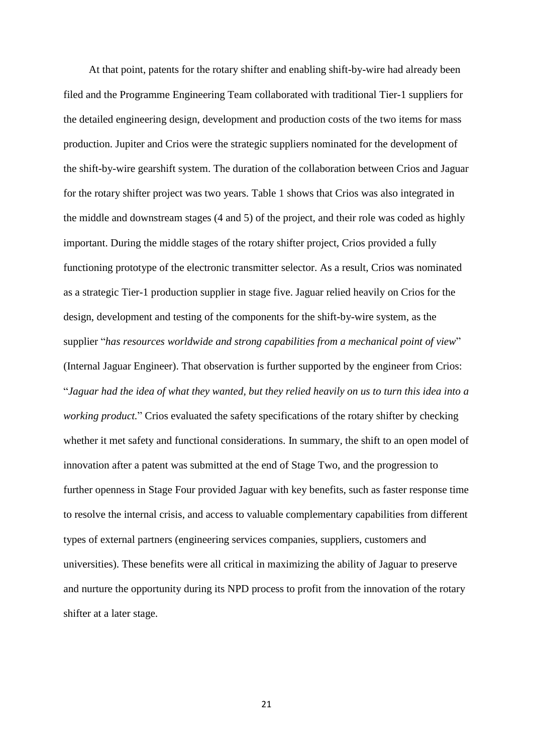At that point, patents for the rotary shifter and enabling shift-by-wire had already been filed and the Programme Engineering Team collaborated with traditional Tier-1 suppliers for the detailed engineering design, development and production costs of the two items for mass production. Jupiter and Crios were the strategic suppliers nominated for the development of the shift-by-wire gearshift system. The duration of the collaboration between Crios and Jaguar for the rotary shifter project was two years. Table 1 shows that Crios was also integrated in the middle and downstream stages (4 and 5) of the project, and their role was coded as highly important. During the middle stages of the rotary shifter project, Crios provided a fully functioning prototype of the electronic transmitter selector. As a result, Crios was nominated as a strategic Tier-1 production supplier in stage five. Jaguar relied heavily on Crios for the design, development and testing of the components for the shift-by-wire system, as the supplier "*has resources worldwide and strong capabilities from a mechanical point of view*" (Internal Jaguar Engineer). That observation is further supported by the engineer from Crios: "*Jaguar had the idea of what they wanted, but they relied heavily on us to turn this idea into a working product.*" Crios evaluated the safety specifications of the rotary shifter by checking whether it met safety and functional considerations. In summary, the shift to an open model of innovation after a patent was submitted at the end of Stage Two, and the progression to further openness in Stage Four provided Jaguar with key benefits, such as faster response time to resolve the internal crisis, and access to valuable complementary capabilities from different types of external partners (engineering services companies, suppliers, customers and universities). These benefits were all critical in maximizing the ability of Jaguar to preserve and nurture the opportunity during its NPD process to profit from the innovation of the rotary shifter at a later stage.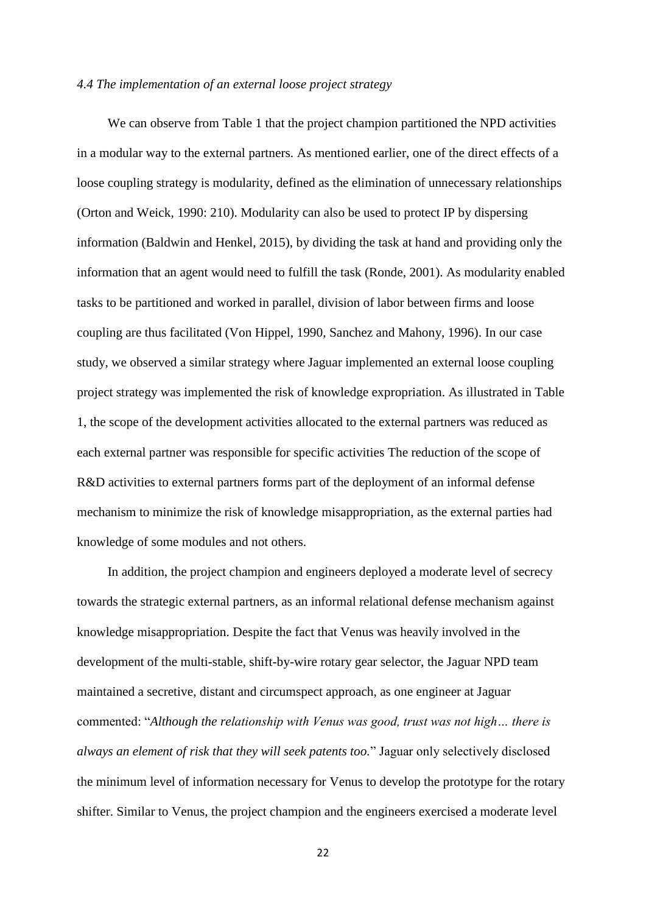### *4.4 The implementation of an external loose project strategy*

We can observe from Table 1 that the project champion partitioned the NPD activities in a modular way to the external partners. As mentioned earlier, one of the direct effects of a loose coupling strategy is modularity, defined as the elimination of unnecessary relationships (Orton and Weick, 1990: 210). Modularity can also be used to protect IP by dispersing information (Baldwin and Henkel, 2015), by dividing the task at hand and providing only the information that an agent would need to fulfill the task (Ronde, 2001). As modularity enabled tasks to be partitioned and worked in parallel, division of labor between firms and loose coupling are thus facilitated (Von Hippel, 1990, Sanchez and Mahony, 1996). In our case study, we observed a similar strategy where Jaguar implemented an external loose coupling project strategy was implemented the risk of knowledge expropriation. As illustrated in Table 1, the scope of the development activities allocated to the external partners was reduced as each external partner was responsible for specific activities The reduction of the scope of R&D activities to external partners forms part of the deployment of an informal defense mechanism to minimize the risk of knowledge misappropriation, as the external parties had knowledge of some modules and not others.

In addition, the project champion and engineers deployed a moderate level of secrecy towards the strategic external partners, as an informal relational defense mechanism against knowledge misappropriation. Despite the fact that Venus was heavily involved in the development of the multi-stable, shift-by-wire rotary gear selector, the Jaguar NPD team maintained a secretive, distant and circumspect approach, as one engineer at Jaguar commented: "*Although the relationship with Venus was good, trust was not high… there is always an element of risk that they will seek patents too.*" Jaguar only selectively disclosed the minimum level of information necessary for Venus to develop the prototype for the rotary shifter. Similar to Venus, the project champion and the engineers exercised a moderate level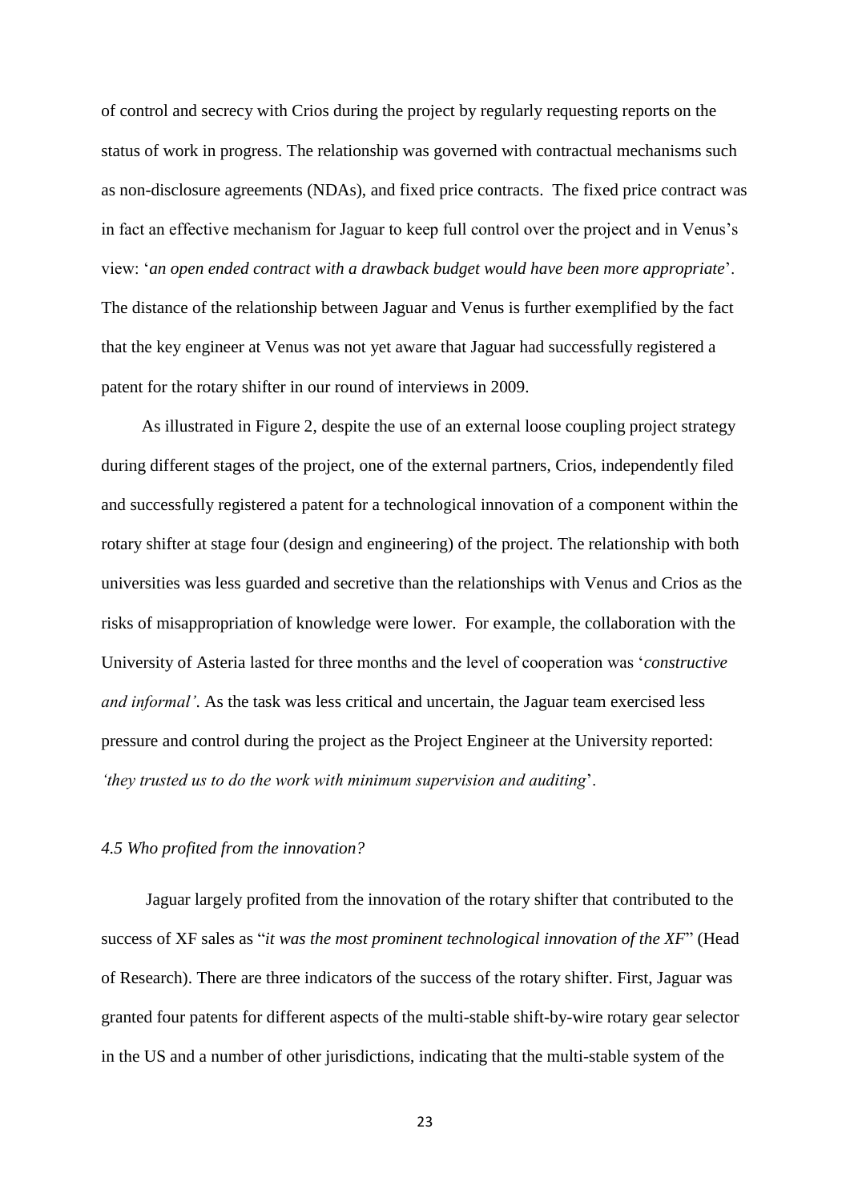of control and secrecy with Crios during the project by regularly requesting reports on the status of work in progress. The relationship was governed with contractual mechanisms such as non-disclosure agreements (NDAs), and fixed price contracts. The fixed price contract was in fact an effective mechanism for Jaguar to keep full control over the project and in Venus's view: '*an open ended contract with a drawback budget would have been more appropriate*'. The distance of the relationship between Jaguar and Venus is further exemplified by the fact that the key engineer at Venus was not yet aware that Jaguar had successfully registered a patent for the rotary shifter in our round of interviews in 2009.

As illustrated in Figure 2, despite the use of an external loose coupling project strategy during different stages of the project, one of the external partners, Crios, independently filed and successfully registered a patent for a technological innovation of a component within the rotary shifter at stage four (design and engineering) of the project. The relationship with both universities was less guarded and secretive than the relationships with Venus and Crios as the risks of misappropriation of knowledge were lower. For example, the collaboration with the University of Asteria lasted for three months and the level of cooperation was '*constructive and informal'*. As the task was less critical and uncertain, the Jaguar team exercised less pressure and control during the project as the Project Engineer at the University reported: *'they trusted us to do the work with minimum supervision and auditing*'.

### *4.5 Who profited from the innovation?*

Jaguar largely profited from the innovation of the rotary shifter that contributed to the success of XF sales as "*it was the most prominent technological innovation of the XF*" (Head of Research). There are three indicators of the success of the rotary shifter. First, Jaguar was granted four patents for different aspects of the multi-stable shift-by-wire rotary gear selector in the US and a number of other jurisdictions, indicating that the multi-stable system of the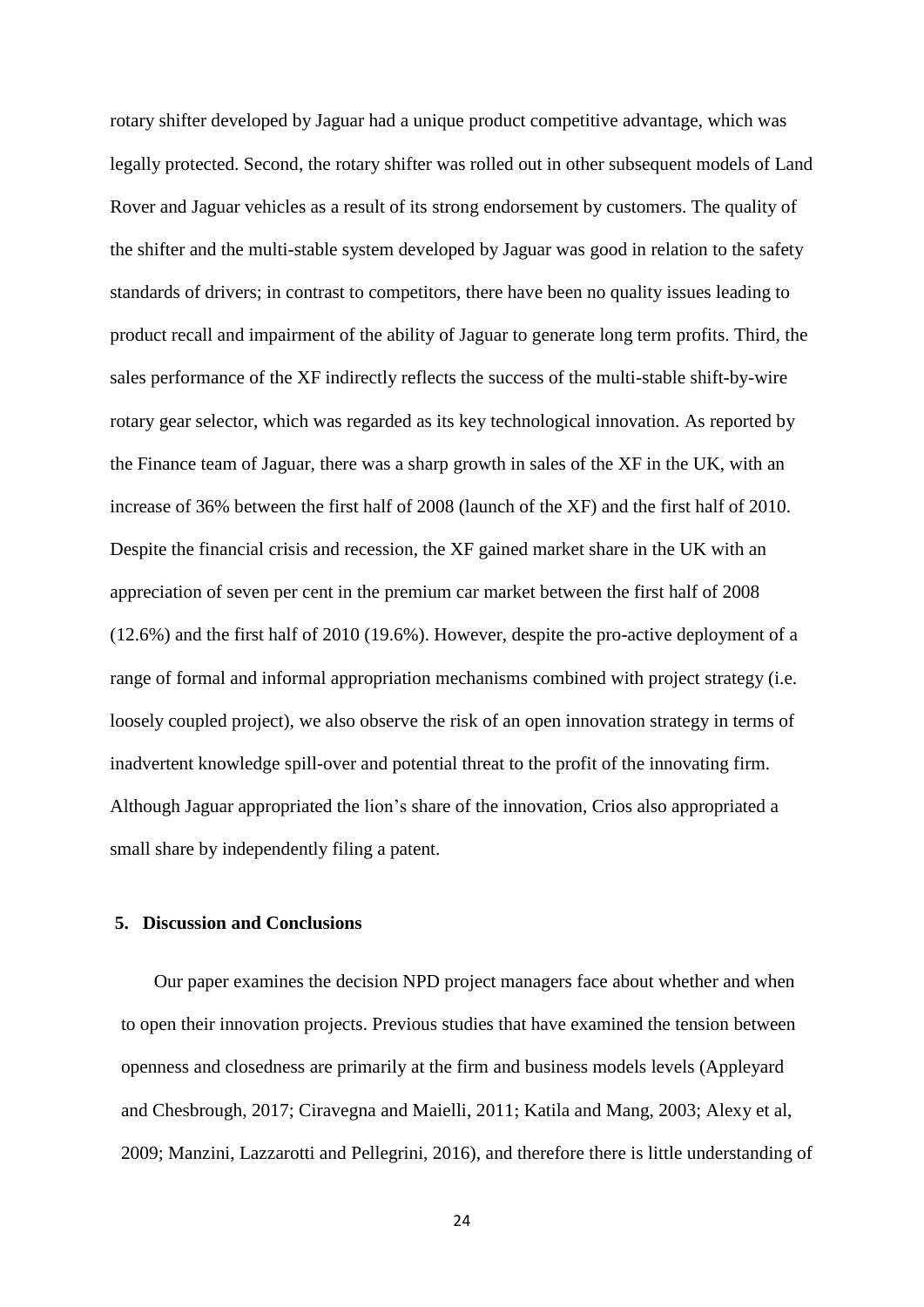rotary shifter developed by Jaguar had a unique product competitive advantage, which was legally protected. Second, the rotary shifter was rolled out in other subsequent models of Land Rover and Jaguar vehicles as a result of its strong endorsement by customers. The quality of the shifter and the multi-stable system developed by Jaguar was good in relation to the safety standards of drivers; in contrast to competitors, there have been no quality issues leading to product recall and impairment of the ability of Jaguar to generate long term profits. Third, the sales performance of the XF indirectly reflects the success of the multi-stable shift-by-wire rotary gear selector, which was regarded as its key technological innovation. As reported by the Finance team of Jaguar, there was a sharp growth in sales of the XF in the UK, with an increase of 36% between the first half of 2008 (launch of the XF) and the first half of 2010. Despite the financial crisis and recession, the XF gained market share in the UK with an appreciation of seven per cent in the premium car market between the first half of 2008 (12.6%) and the first half of 2010 (19.6%). However, despite the pro-active deployment of a range of formal and informal appropriation mechanisms combined with project strategy (i.e. loosely coupled project), we also observe the risk of an open innovation strategy in terms of inadvertent knowledge spill-over and potential threat to the profit of the innovating firm. Although Jaguar appropriated the lion's share of the innovation, Crios also appropriated a small share by independently filing a patent.

## 5. Discussion and Conclusions

Our paper examines the decision NPD project managers face about whether and when to open their innovation projects. Previous studies that have examined the tension between openness and closedness are primarily at the firm and business models levels (Appleyard and Chesbrough, 2017; Ciravegna and Maielli, 2011; Katila and Mang, 2003; Alexy et al, 2009; Manzini, Lazzarotti and Pellegrini, 2016), and therefore there is little understanding of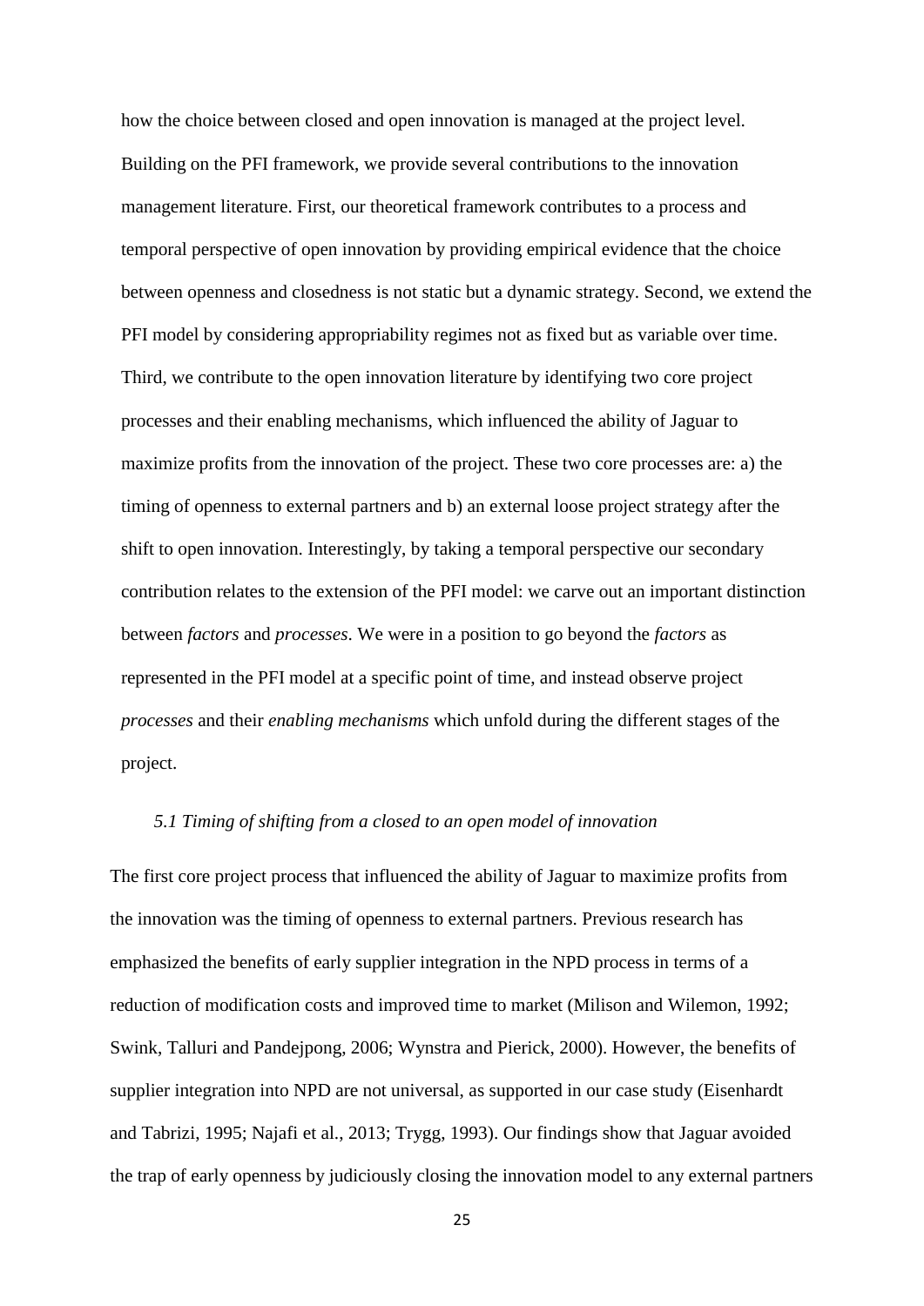how the choice between closed and open innovation is managed at the project level. Building on the PFI framework, we provide several contributions to the innovation management literature. First, our theoretical framework contributes to a process and temporal perspective of open innovation by providing empirical evidence that the choice between openness and closedness is not static but a dynamic strategy. Second, we extend the PFI model by considering appropriability regimes not as fixed but as variable over time. Third, we contribute to the open innovation literature by identifying two core project processes and their enabling mechanisms, which influenced the ability of Jaguar to maximize profits from the innovation of the project. These two core processes are: a) the timing of openness to external partners and b) an external loose project strategy after the shift to open innovation. Interestingly, by taking a temporal perspective our secondary contribution relates to the extension of the PFI model: we carve out an important distinction between *factors* and *processes*. We were in a position to go beyond the *factors* as represented in the PFI model at a specific point of time, and instead observe project *processes* and their *enabling mechanisms* which unfold during the different stages of the project.

### *5.1 Timing of shifting from a closed to an open model of innovation*

The first core project process that influenced the ability of Jaguar to maximize profits from the innovation was the timing of openness to external partners. Previous research has emphasized the benefits of early supplier integration in the NPD process in terms of a reduction of modification costs and improved time to market (Milison and Wilemon, 1992; Swink, Talluri and Pandejpong, 2006; Wynstra and Pierick, 2000). However, the benefits of supplier integration into NPD are not universal, as supported in our case study (Eisenhardt and Tabrizi, 1995; Najafi et al., 2013; Trygg, 1993). Our findings show that Jaguar avoided the trap of early openness by judiciously closing the innovation model to any external partners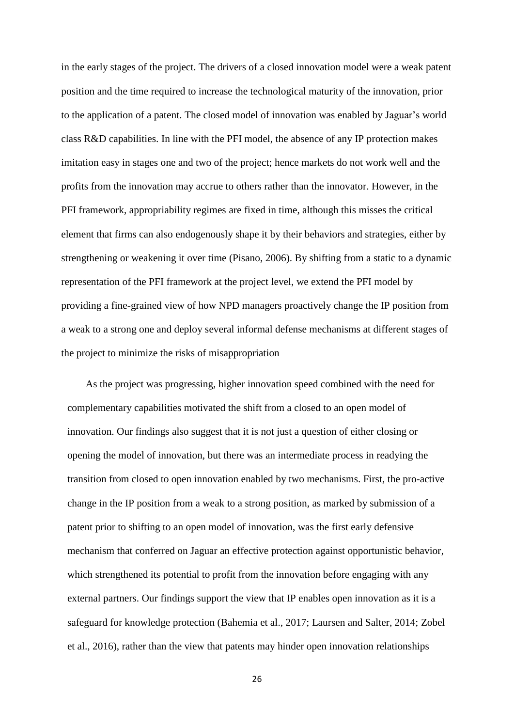in the early stages of the project. The drivers of a closed innovation model were a weak patent position and the time required to increase the technological maturity of the innovation, prior to the application of a patent. The closed model of innovation was enabled by Jaguar's world class R&D capabilities. In line with the PFI model, the absence of any IP protection makes imitation easy in stages one and two of the project; hence markets do not work well and the profits from the innovation may accrue to others rather than the innovator. However, in the PFI framework, appropriability regimes are fixed in time, although this misses the critical element that firms can also endogenously shape it by their behaviors and strategies, either by strengthening or weakening it over time (Pisano, 2006). By shifting from a static to a dynamic representation of the PFI framework at the project level, we extend the PFI model by providing a fine-grained view of how NPD managers proactively change the IP position from a weak to a strong one and deploy several informal defense mechanisms at different stages of the project to minimize the risks of misappropriation

As the project was progressing, higher innovation speed combined with the need for complementary capabilities motivated the shift from a closed to an open model of innovation. Our findings also suggest that it is not just a question of either closing or opening the model of innovation, but there was an intermediate process in readying the transition from closed to open innovation enabled by two mechanisms. First, the pro-active change in the IP position from a weak to a strong position, as marked by submission of a patent prior to shifting to an open model of innovation, was the first early defensive mechanism that conferred on Jaguar an effective protection against opportunistic behavior, which strengthened its potential to profit from the innovation before engaging with any external partners. Our findings support the view that IP enables open innovation as it is a safeguard for knowledge protection (Bahemia et al., 2017; Laursen and Salter, 2014; Zobel et al., 2016), rather than the view that patents may hinder open innovation relationships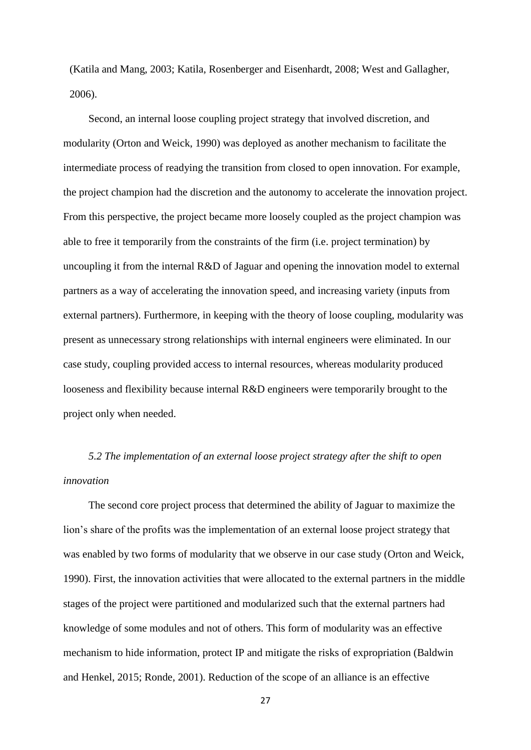(Katila and Mang, 2003; Katila, Rosenberger and Eisenhardt, 2008; West and Gallagher, 2006).

Second, an internal loose coupling project strategy that involved discretion, and modularity (Orton and Weick, 1990) was deployed as another mechanism to facilitate the intermediate process of readying the transition from closed to open innovation. For example, the project champion had the discretion and the autonomy to accelerate the innovation project. From this perspective, the project became more loosely coupled as the project champion was able to free it temporarily from the constraints of the firm (i.e. project termination) by uncoupling it from the internal R&D of Jaguar and opening the innovation model to external partners as a way of accelerating the innovation speed, and increasing variety (inputs from external partners). Furthermore, in keeping with the theory of loose coupling, modularity was present as unnecessary strong relationships with internal engineers were eliminated. In our case study, coupling provided access to internal resources, whereas modularity produced looseness and flexibility because internal R&D engineers were temporarily brought to the project only when needed.

### *5.2 The implementation of an external loose project strategy after the shift to open innovation*

The second core project process that determined the ability of Jaguar to maximize the lion's share of the profits was the implementation of an external loose project strategy that was enabled by two forms of modularity that we observe in our case study (Orton and Weick, 1990). First, the innovation activities that were allocated to the external partners in the middle stages of the project were partitioned and modularized such that the external partners had knowledge of some modules and not of others. This form of modularity was an effective mechanism to hide information, protect IP and mitigate the risks of expropriation (Baldwin and Henkel, 2015; Ronde, 2001). Reduction of the scope of an alliance is an effective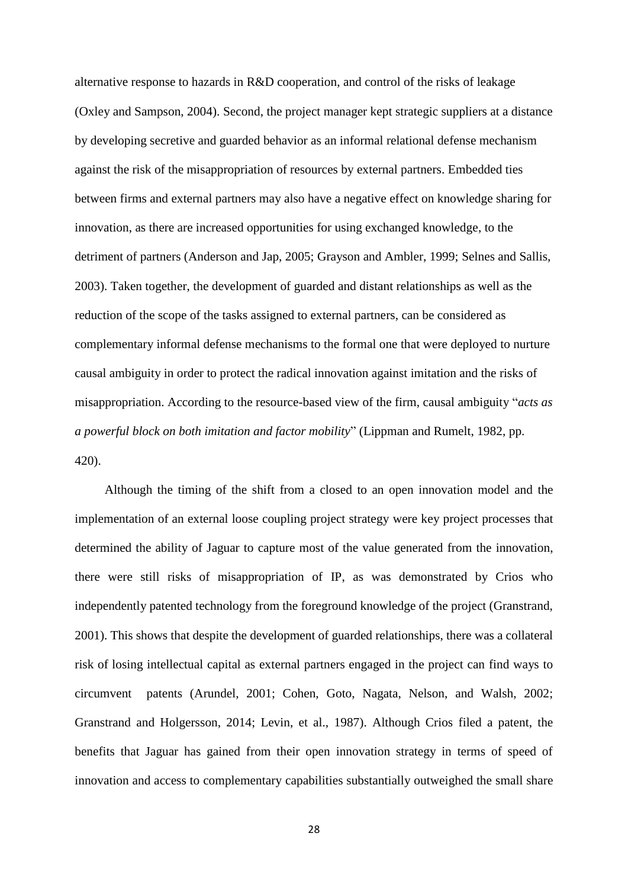alternative response to hazards in R&D cooperation, and control of the risks of leakage (Oxley and Sampson, 2004). Second, the project manager kept strategic suppliers at a distance by developing secretive and guarded behavior as an informal relational defense mechanism against the risk of the misappropriation of resources by external partners. Embedded ties between firms and external partners may also have a negative effect on knowledge sharing for innovation, as there are increased opportunities for using exchanged knowledge, to the detriment of partners (Anderson and Jap, 2005; Grayson and Ambler, 1999; Selnes and Sallis, 2003). Taken together, the development of guarded and distant relationships as well as the reduction of the scope of the tasks assigned to external partners, can be considered as complementary informal defense mechanisms to the formal one that were deployed to nurture causal ambiguity in order to protect the radical innovation against imitation and the risks of misappropriation. According to the resource-based view of the firm, causal ambiguity "*acts as a powerful block on both imitation and factor mobility*" (Lippman and Rumelt, 1982, pp. 420).

Although the timing of the shift from a closed to an open innovation model and the implementation of an external loose coupling project strategy were key project processes that determined the ability of Jaguar to capture most of the value generated from the innovation, there were still risks of misappropriation of IP, as was demonstrated by Crios who independently patented technology from the foreground knowledge of the project (Granstrand, 2001). This shows that despite the development of guarded relationships, there was a collateral risk of losing intellectual capital as external partners engaged in the project can find ways to circumvent patents (Arundel, 2001; Cohen, Goto, Nagata, Nelson, and Walsh, 2002; Granstrand and Holgersson, 2014; Levin, et al., 1987). Although Crios filed a patent, the benefits that Jaguar has gained from their open innovation strategy in terms of speed of innovation and access to complementary capabilities substantially outweighed the small share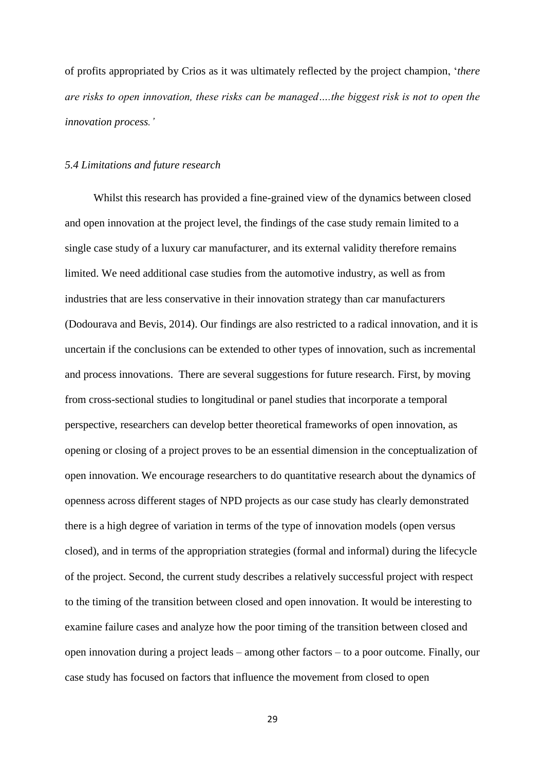of profits appropriated by Crios as it was ultimately reflected by the project champion, '*there are risks to open innovation, these risks can be managed….the biggest risk is not to open the innovation process.*'

### *5.4 Limitations and future research*

Whilst this research has provided a fine-grained view of the dynamics between closed and open innovation at the project level, the findings of the case study remain limited to a single case study of a luxury car manufacturer, and its external validity therefore remains limited. We need additional case studies from the automotive industry, as well as from industries that are less conservative in their innovation strategy than car manufacturers (Dodourava and Bevis, 2014). Our findings are also restricted to a radical innovation, and it is uncertain if the conclusions can be extended to other types of innovation, such as incremental and process innovations. There are several suggestions for future research. First, by moving from cross-sectional studies to longitudinal or panel studies that incorporate a temporal perspective, researchers can develop better theoretical frameworks of open innovation, as opening or closing of a project proves to be an essential dimension in the conceptualization of open innovation. We encourage researchers to do quantitative research about the dynamics of openness across different stages of NPD projects as our case study has clearly demonstrated there is a high degree of variation in terms of the type of innovation models (open versus closed), and in terms of the appropriation strategies (formal and informal) during the lifecycle of the project. Second, the current study describes a relatively successful project with respect to the timing of the transition between closed and open innovation. It would be interesting to examine failure cases and analyze how the poor timing of the transition between closed and open innovation during a project leads – among other factors – to a poor outcome. Finally, our case study has focused on factors that influence the movement from closed to open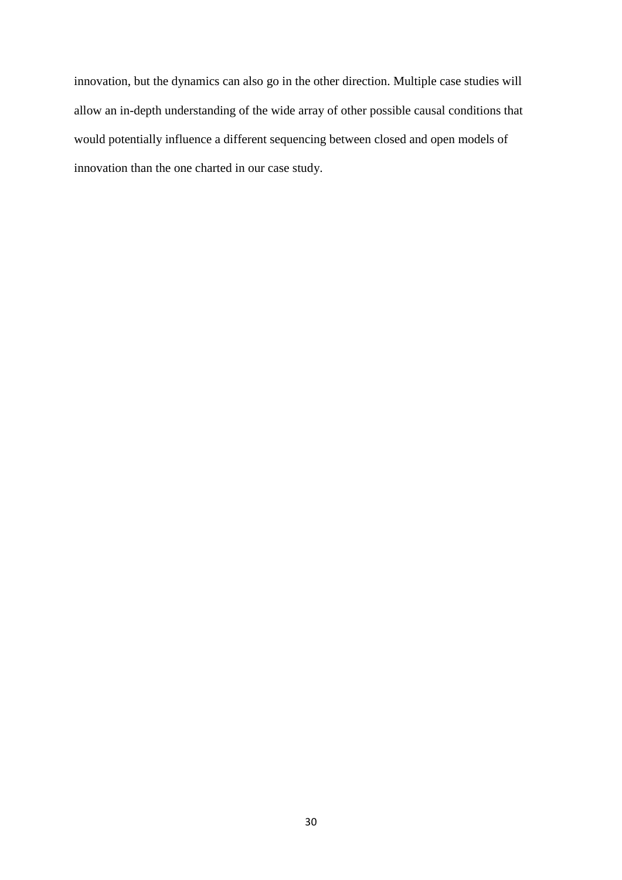innovation, but the dynamics can also go in the other direction. Multiple case studies will allow an in-depth understanding of the wide array of other possible causal conditions that would potentially influence a different sequencing between closed and open models of innovation than the one charted in our case study.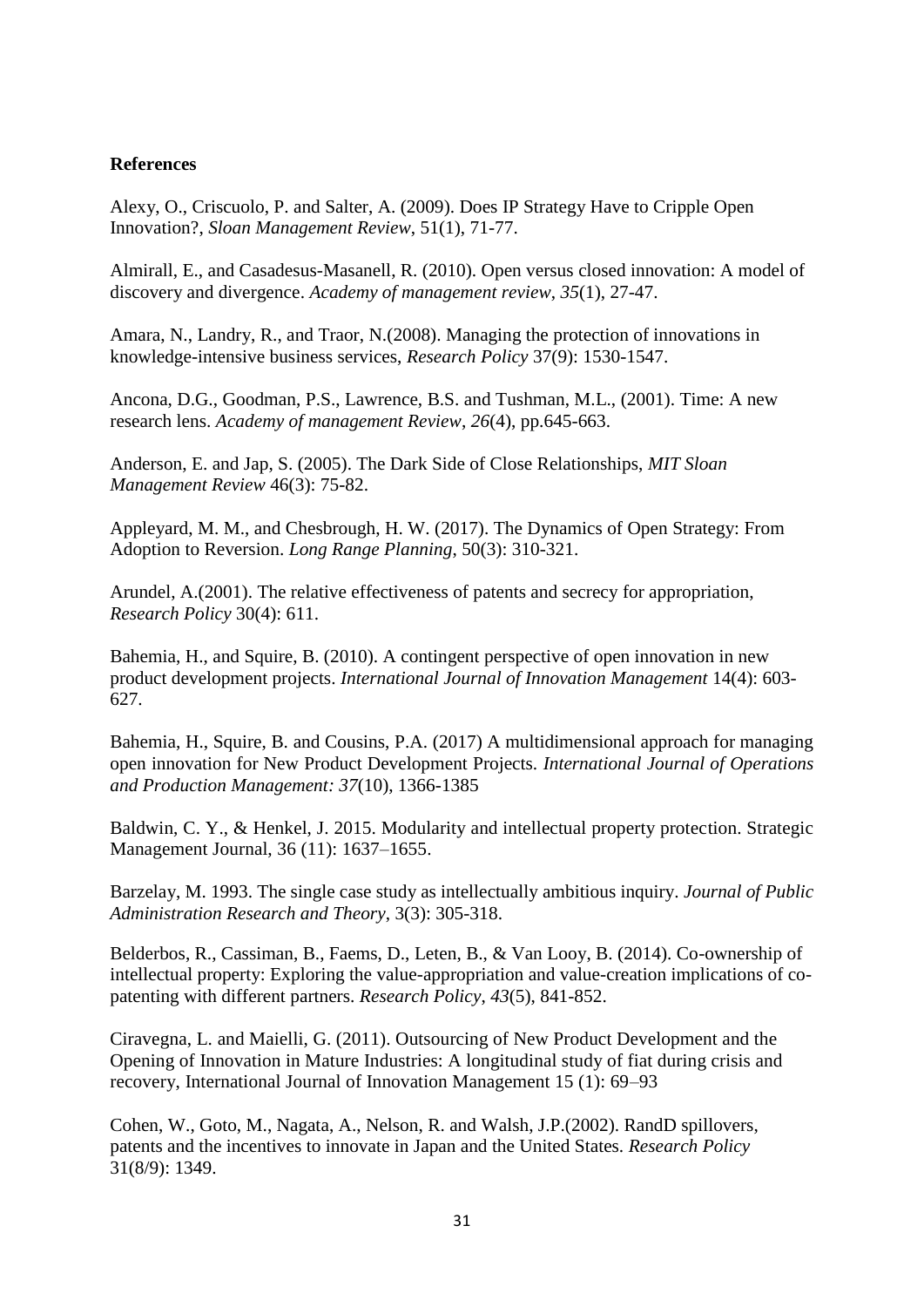**References**

Alexy, O., Criscuolo, P. and Salter, A. (2009). Does IP Strategy Have to Cripple Open Innovation?, *Sloan Management Review*, 51(1), 71-77.

Almirall, E., and Casadesus-Masanell, R. (2010). Open versus closed innovation: A model of discovery and divergence. *Academy of management review*, *35*(1), 27-47.

Amara, N., Landry, R., and Traor, N.(2008). Managing the protection of innovations in knowledge-intensive business services, *Research Policy* 37(9): 1530-1547.

Ancona, D.G., Goodman, P.S., Lawrence, B.S. and Tushman, M.L., (2001). Time: A new research lens. *Academy of management Review*, *26*(4), pp.645-663.

Anderson, E. and Jap, S. (2005). The Dark Side of Close Relationships, *MIT Sloan Management Review* 46(3): 75-82.

Appleyard, M. M., and Chesbrough, H. W. (2017). The Dynamics of Open Strategy: From Adoption to Reversion. *Long Range Planning*, 50(3): 310-321.

Arundel, A.(2001). The relative effectiveness of patents and secrecy for appropriation, *Research Policy* 30(4): 611.

Bahemia, H., and Squire, B. (2010). A contingent perspective of open innovation in new product development projects. *International Journal of Innovation Management* 14(4): 603-627.

Bahemia, H., Squire, B. and Cousins, P.A. (2017) A multidimensional approach for managing open innovation for New Product Development Projects. *International Journal of Operations and Production Management: 37*(10), 1366-1385

Baldwin, C. Y., & Henkel, J. 2015. Modularity and intellectual property protection. Strategic Management Journal, 36 (11): 1637–1655.

Barzelay, M. 1993. The single case study as intellectually ambitious inquiry. *Journal of Public Administration Research and Theory*, 3(3): 305-318.

Belderbos, R., Cassiman, B., Faems, D., Leten, B., & Van Looy, B. (2014). Co-ownership of intellectual property: Exploring the value-appropriation and value-creation implications of co-patenting with different partners. *Research Policy*, *43*(5), 841-852.

Ciravegna, L. and Maielli, G. (2011). Outsourcing of New Product Development and the Opening of Innovation in Mature Industries: A longitudinal study of fiat during crisis and recovery, International Journal of Innovation Management 15 (1): 69–93

Cohen, W., Goto, M., Nagata, A., Nelson, R. and Walsh, J.P.(2002). RandD spillovers, patents and the incentives to innovate in Japan and the United States. *Research Policy* 31(8/9): 1349.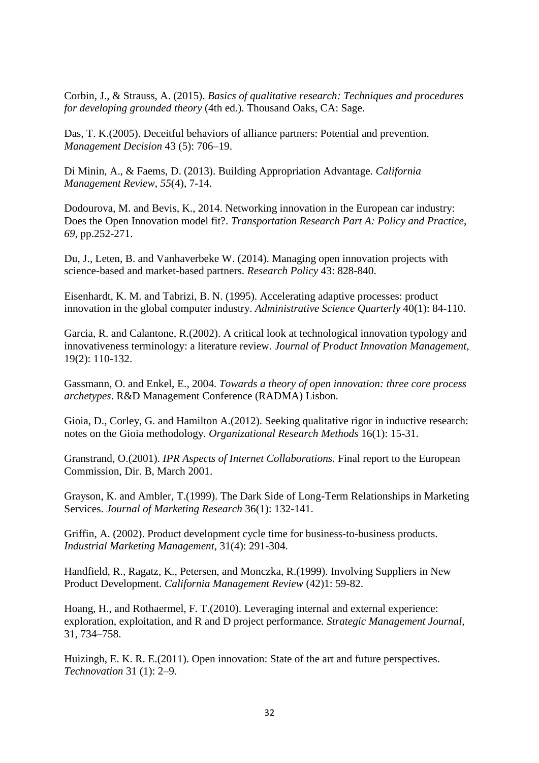Corbin, J., & Strauss, A. (2015). *Basics of qualitative research: Techniques and procedures for developing grounded theory* (4th ed.). Thousand Oaks, CA: Sage.

Das, T. K.(2005). Deceitful behaviors of alliance partners: Potential and prevention. *Management Decision* 43 (5): 706–19.

Di Minin, A., & Faems, D. (2013). Building Appropriation Advantage. *California Management Review*, *55*(4), 7-14.

Dodourova, M. and Bevis, K., 2014. Networking innovation in the European car industry: Does the Open Innovation model fit?. *Transportation Research Part A: Policy and Practice*, *69*, pp.252-271.

Du, J., Leten, B. and Vanhaverbeke W. (2014). Managing open innovation projects with science-based and market-based partners. *Research Policy* 43: 828-840.

Eisenhardt, K. M. and Tabrizi, B. N. (1995). Accelerating adaptive processes: product innovation in the global computer industry. *Administrative Science Quarterly* 40(1): 84-110.

Garcia, R. and Calantone, R.(2002). A critical look at technological innovation typology and innovativeness terminology: a literature review. *Journal of Product Innovation Management*, 19(2): 110-132.

Gassmann, O. and Enkel, E., 2004. *Towards a theory of open innovation: three core process archetypes*. R&D Management Conference (RADMA) Lisbon.

Gioia, D., Corley, G. and Hamilton A.(2012). Seeking qualitative rigor in inductive research: notes on the Gioia methodology. *Organizational Research Methods* 16(1): 15-31.

Granstrand, O.(2001). *IPR Aspects of Internet Collaborations.* Final report to the European Commission, Dir. B, March 2001.

Grayson, K. and Ambler, T.(1999). The Dark Side of Long-Term Relationships in Marketing Services. *Journal of Marketing Research* 36(1): 132-141.

Griffin, A. (2002). Product development cycle time for business-to-business products. *Industrial Marketing Management*, 31(4): 291-304.

Handfield, R., Ragatz, K., Petersen, and Monczka, R.(1999). Involving Suppliers in New Product Development. *California Management Review* (42)1: 59-82.

Hoang, H., and Rothaermel, F. T.(2010). Leveraging internal and external experience: exploration, exploitation, and R and D project performance. *Strategic Management Journal*, 31, 734–758.

Huizingh, E. K. R. E.(2011). Open innovation: State of the art and future perspectives. *Technovation* 31 (1): 2–9.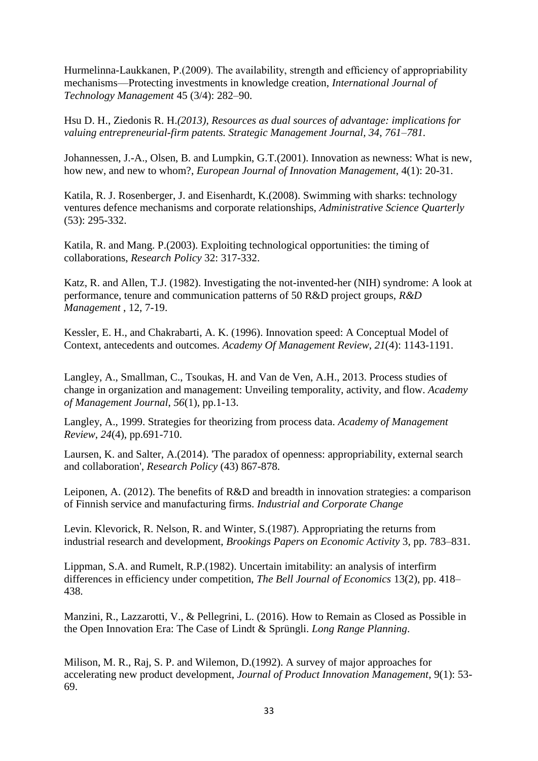Hurmelinna-Laukkanen, P.(2009). The availability, strength and efficiency of appropriability mechanisms—Protecting investments in knowledge creation, *International Journal of Technology Management* 45 (3/4): 282–90.

Hsu D. H., Ziedonis R. H.*(2013), Resources as dual sources of advantage: implications for valuing entrepreneurial-firm patents. Strategic Management Journal, 34, 761–781.*

Johannessen, J.-A., Olsen, B. and Lumpkin, G.T.(2001). Innovation as newness: What is new, how new, and new to whom?, *European Journal of Innovation Management*, 4(1): 20-31.

Katila, R. J. Rosenberger, J. and Eisenhardt, K.(2008). Swimming with sharks: technology ventures defence mechanisms and corporate relationships, *Administrative Science Quarterly* (53): 295-332.

Katila, R. and Mang. P.(2003). Exploiting technological opportunities: the timing of collaborations, *Research Policy* 32: 317-332.

Katz, R. and Allen, T.J. (1982). Investigating the not-invented-her (NIH) syndrome: A look at performance, tenure and communication patterns of 50 R&D project groups, *R&D Management* , 12, 7-19.

Kessler, E. H., and Chakrabarti, A. K. (1996). Innovation speed: A Conceptual Model of Context, antecedents and outcomes. *Academy Of Management Review*, *21*(4): 1143-1191.

Langley, A., Smallman, C., Tsoukas, H. and Van de Ven, A.H., 2013. Process studies of change in organization and management: Unveiling temporality, activity, and flow. *Academy of Management Journal*, *56*(1), pp.1-13.

Langley, A., 1999. Strategies for theorizing from process data. *Academy of Management Review*, *24*(4), pp.691-710.

Laursen, K. and Salter, A.(2014). 'The paradox of openness: appropriability, external search and collaboration', *Research Policy* (43) 867-878.

Leiponen, A. (2012). The benefits of R&D and breadth in innovation strategies: a comparison of Finnish service and manufacturing firms. *Industrial and Corporate Change*

Levin. Klevorick, R. Nelson, R. and Winter, S.(1987). Appropriating the returns from industrial research and development, *Brookings Papers on Economic Activity* 3, pp. 783–831.

Lippman, S.A. and Rumelt, R.P.(1982). Uncertain imitability: an analysis of interfirm differences in efficiency under competition, *The Bell Journal of Economics* 13(2), pp. 418–438.

Manzini, R., Lazzarotti, V., & Pellegrini, L. (2016). How to Remain as Closed as Possible in the Open Innovation Era: The Case of Lindt & Sprüngli. *Long Range Planning*.

Milison, M. R., Raj, S. P. and Wilemon, D.(1992). A survey of major approaches for accelerating new product development, *Journal of Product Innovation Management*, 9(1): 53-69.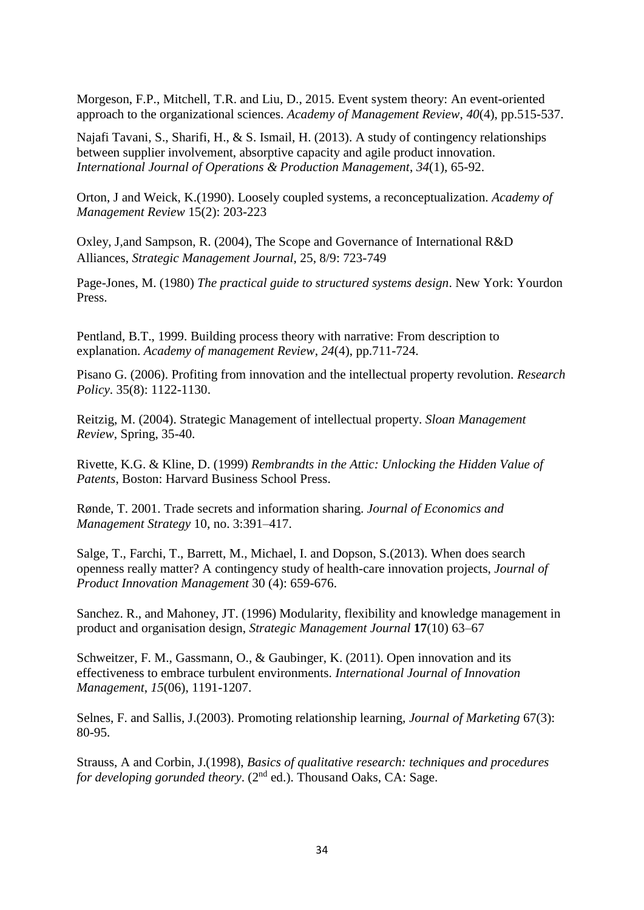Morgeson, F.P., Mitchell, T.R. and Liu, D., 2015. Event system theory: An event-oriented approach to the organizational sciences. *Academy of Management Review*, *40*(4), pp.515-537.

Najafi Tavani, S., Sharifi, H., & S. Ismail, H. (2013). A study of contingency relationships between supplier involvement, absorptive capacity and agile product innovation. *International Journal of Operations & Production Management*, *34*(1), 65-92.

Orton, J and Weick, K.(1990). Loosely coupled systems, a reconceptualization. *Academy of Management Review* 15(2): 203-223

Oxley, J,and Sampson, R. (2004), The Scope and Governance of International R&D Alliances, *Strategic Management Journal*, 25, 8/9: 723-749

Page-Jones, M. (1980) *The practical guide to structured systems design*. New York: Yourdon Press.

Pentland, B.T., 1999. Building process theory with narrative: From description to explanation. *Academy of management Review*, *24*(4), pp.711-724.

Pisano G. (2006). Profiting from innovation and the intellectual property revolution. *Research Policy*. 35(8): 1122-1130.

Reitzig, M. (2004). Strategic Management of intellectual property. *Sloan Management Review*, Spring, 35-40.

Rivette, K.G. & Kline, D. (1999) *Rembrandts in the Attic: Unlocking the Hidden Value of Patents*, Boston: Harvard Business School Press.

Rønde, T. 2001. Trade secrets and information sharing. *Journal of Economics and Management Strategy* 10, no. 3:391–417.

Salge, T., Farchi, T., Barrett, M., Michael, I. and Dopson, S.(2013). When does search openness really matter? A contingency study of health-care innovation projects, *Journal of Product Innovation Management* 30 (4): 659-676.

Sanchez. R., and Mahoney, JT. (1996) Modularity, flexibility and knowledge management in product and organisation design, *Strategic Management Journal* **17**(10) 63–67

Schweitzer, F. M., Gassmann, O., & Gaubinger, K. (2011). Open innovation and its effectiveness to embrace turbulent environments. *International Journal of Innovation Management*, *15*(06), 1191-1207.

Selnes, F. and Sallis, J.(2003). Promoting relationship learning, *Journal of Marketing* 67(3): 80-95.

Strauss, A and Corbin, J.(1998), *Basics of qualitative research: techniques and procedures for developing gorunded theory*. (2nd ed.). Thousand Oaks, CA: Sage.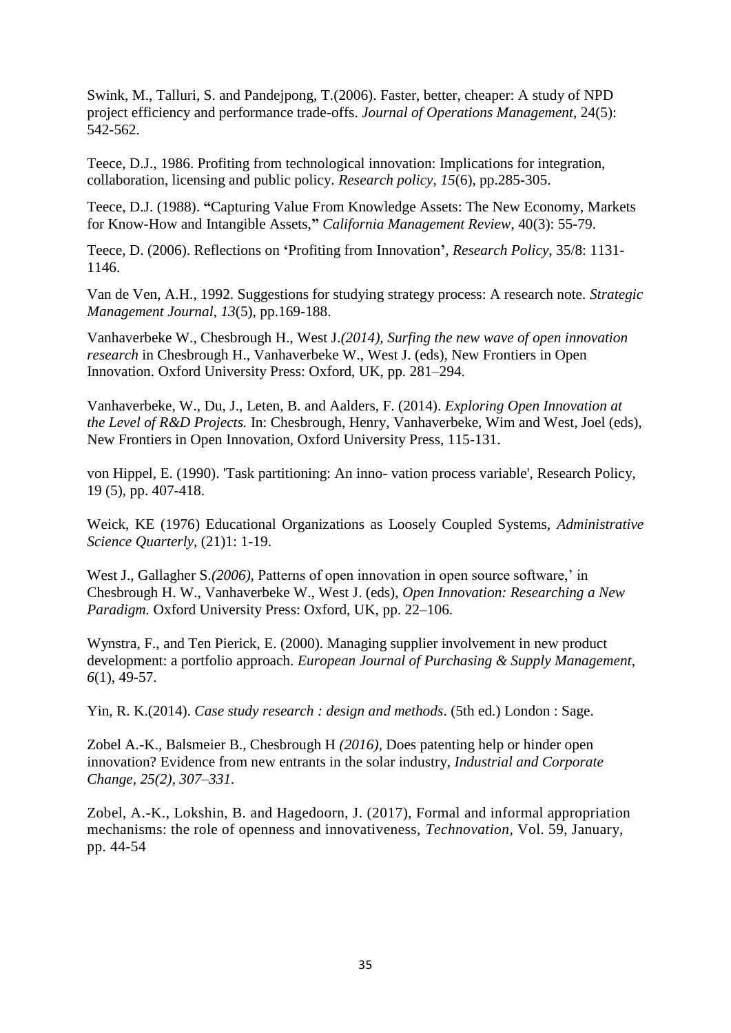Swink, M., Talluri, S. and Pandejpong, T.(2006). Faster, better, cheaper: A study of NPD project efficiency and performance trade-offs. *Journal of Operations Management*, 24(5): 542-562.

Teece, D.J., 1986. Profiting from technological innovation: Implications for integration, collaboration, licensing and public policy. *Research policy*, *15*(6), pp.285-305.

Teece, D.J. (1988). **"**Capturing Value From Knowledge Assets: The New Economy, Markets for Know-How and Intangible Assets,**"** *California Management Review*, 40(3): 55-79.

Teece, D. (2006). Reflections on **'**Profiting from Innovation**'**, *Research Policy*, 35/8: 1131-1146.

Van de Ven, A.H., 1992. Suggestions for studying strategy process: A research note. *Strategic Management Journal*, *13*(5), pp.169-188.

Vanhaverbeke W., Chesbrough H., West J.*(2014), Surfing the new wave of open innovation research* in Chesbrough H., Vanhaverbeke W., West J. (eds), New Frontiers in Open Innovation. Oxford University Press: Oxford, UK, pp. 281–294.

Vanhaverbeke, W., Du, J., Leten, B. and Aalders, F. (2014). *Exploring Open Innovation at the Level of R&D Projects.* In: Chesbrough, Henry, Vanhaverbeke, Wim and West, Joel (eds), New Frontiers in Open Innovation, Oxford University Press, 115-131.

von Hippel, E. (1990). 'Task partitioning: An inno- vation process variable', Research Policy, 19 (5), pp. 407-418.

Weick, KE (1976) Educational Organizations as Loosely Coupled Systems, *Administrative Science Quarterly*, (21)1: 1-19.

West J., Gallagher S.*(2006),* Patterns of open innovation in open source software,' in Chesbrough H. W., Vanhaverbeke W., West J. (eds), *Open Innovation: Researching a New Paradigm.* Oxford University Press: Oxford, UK, pp. 22–106.

Wynstra, F., and Ten Pierick, E. (2000). Managing supplier involvement in new product development: a portfolio approach. *European Journal of Purchasing & Supply Management*, *6*(1), 49-57.

Yin, R. K.(2014). *Case study research : design and methods*. (5th ed.) London : Sage.

Zobel A.-K., Balsmeier B., Chesbrough H *(2016),* Does patenting help or hinder open innovation? Evidence from new entrants in the solar industry, *Industrial and Corporate Change, 25(2), 307–331.*

Zobel, A.-K., Lokshin, B. and Hagedoorn, J. (2017), Formal and informal appropriation mechanisms: the role of openness and innovativeness, *Technovation*, Vol. 59, January, pp. 44-54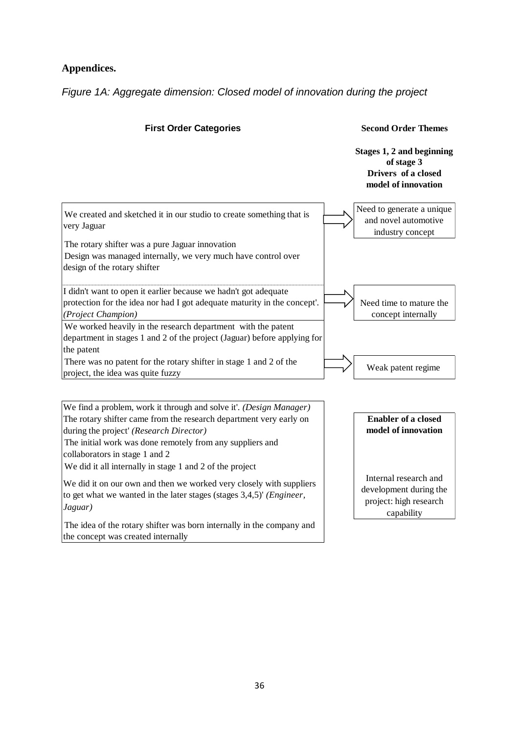**Appendices.**

*Figure 1A: Aggregate dimension: Closed model of innovation during the project*

| First Order Categories | Second Order Themes |
|---|---|
| | **Stages 1, 2 and beginning of stage 3**<br>**Drivers of a closed model of innovation** |
| We created and sketched it in our studio to create something that is very Jaguar<br>The rotary shifter was a pure Jaguar innovation<br>Design was managed internally, we very much have control over design of the rotary shifter | Need to generate a unique and novel automotive industry concept |
| I didn't want to open it earlier because we hadn't got adequate protection for the idea nor had I got adequate maturity in the concept'. *(Project Champion)*<br>We worked heavily in the research department with the patent department in stages 1 and 2 of the project (Jaguar) before applying for the patent | Need time to mature the concept internally |
| There was no patent for the rotary shifter in stage 1 and 2 of the project, the idea was quite fuzzy | Weak patent regime |
| We find a problem, work it through and solve it'. *(Design Manager)*<br>The rotary shifter came from the research department very early on during the project' *(Research Director)*<br>The initial work was done remotely from any suppliers and collaborators in stage 1 and 2<br>We did it all internally in stage 1 and 2 of the project<br>We did it on our own and then we worked very closely with suppliers to get what we wanted in the later stages (stages 3,4,5)' *(Engineer, Jaguar)*<br>The idea of the rotary shifter was born internally in the company and the concept was created internally | **Enabler of a closed model of innovation**<br><br>Internal research and development during the project: high research capability |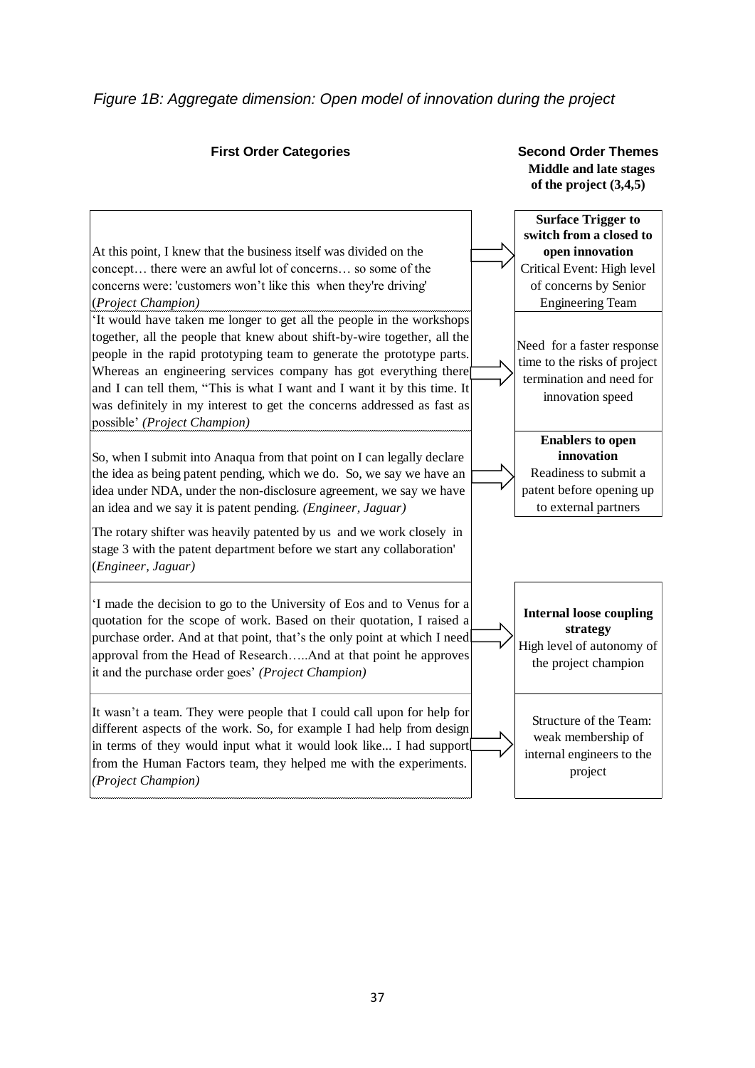*Figure 1B: Aggregate dimension: Open model of innovation during the project*

| First Order Categories | Second Order Themes<br>**Middle and late stages of the project (3,4,5)** |
|---|---|
| At this point, I knew that the business itself was divided on the concept… there were an awful lot of concerns… so some of the concerns were: 'customers won't like this when they're driving' (*Project Champion)* | **Surface Trigger to switch from a closed to open innovation**<br>Critical Event: High level of concerns by Senior Engineering Team |
| 'It would have taken me longer to get all the people in the workshops together, all the people that knew about shift-by-wire together, all the people in the rapid prototyping team to generate the prototype parts. Whereas an engineering services company has got everything there and I can tell them, "This is what I want and I want it by this time. It was definitely in my interest to get the concerns addressed as fast as possible' *(Project Champion)* | Need for a faster response time to the risks of project termination and need for innovation speed |
| So, when I submit into Anaqua from that point on I can legally declare the idea as being patent pending, which we do. So, we say we have an idea under NDA, under the non-disclosure agreement, we say we have an idea and we say it is patent pending. *(Engineer, Jaguar)*<br><br>The rotary shifter was heavily patented by us and we work closely in stage 3 with the patent department before we start any collaboration' (*Engineer, Jaguar)* | **Enablers to open innovation**<br>Readiness to submit a patent before opening up to external partners |
| 'I made the decision to go to the University of Eos and to Venus for a quotation for the scope of work. Based on their quotation, I raised a purchase order. And at that point, that's the only point at which I need approval from the Head of Research…..And at that point he approves it and the purchase order goes' *(Project Champion)* | **Internal loose coupling strategy**<br>High level of autonomy of the project champion |
| It wasn't a team. They were people that I could call upon for help for different aspects of the work. So, for example I had help from design in terms of they would input what it would look like... I had support from the Human Factors team, they helped me with the experiments. *(Project Champion)* | Structure of the Team: weak membership of internal engineers to the project |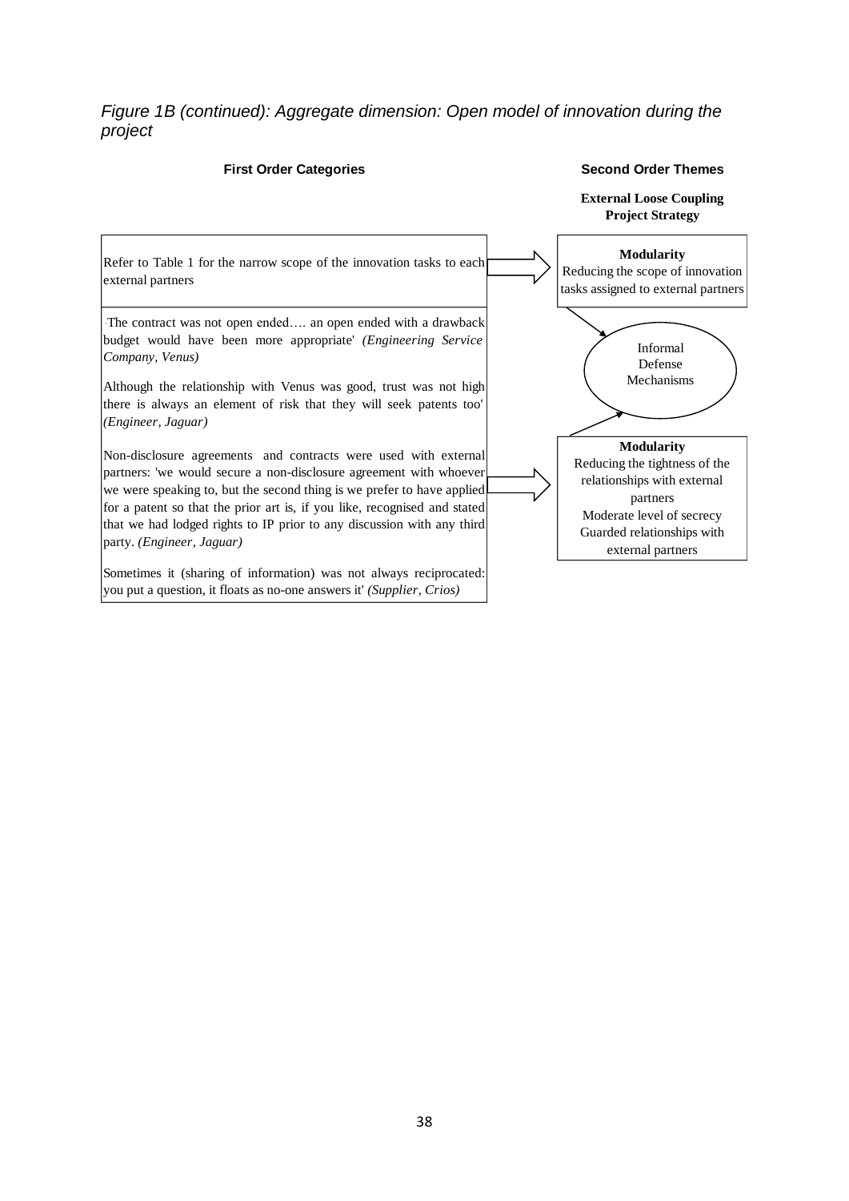*Figure 1B (continued): Aggregate dimension: Open model of innovation during the project*

**First Order Categories**

Refer to Table 1 for the narrow scope of the innovation tasks to each external partners

'The contract was not open ended…. an open ended with a drawback budget would have been more appropriate' *(Engineering Service Company, Venus)*

Although the relationship with Venus was good, trust was not high there is always an element of risk that they will seek patents too' *(Engineer, Jaguar)*

Non-disclosure agreements and contracts were used with external partners: 'we would secure a non-disclosure agreement with whoever we were speaking to, but the second thing is we prefer to have applied for a patent so that the prior art is, if you like, recognised and stated that we had lodged rights to IP prior to any discussion with any third party. *(Engineer, Jaguar)*

Sometimes it (sharing of information) was not always reciprocated: you put a question, it floats as no-one answers it' *(Supplier, Crios)*

**Second Order Themes**

**External Loose Coupling Project Strategy**

**Modularity**
Reducing the scope of innovation tasks assigned to external partners

Informal Defense Mechanisms

**Modularity**
Reducing the tightness of the relationships with external partners
Moderate level of secrecy
Guarded relationships with external partners